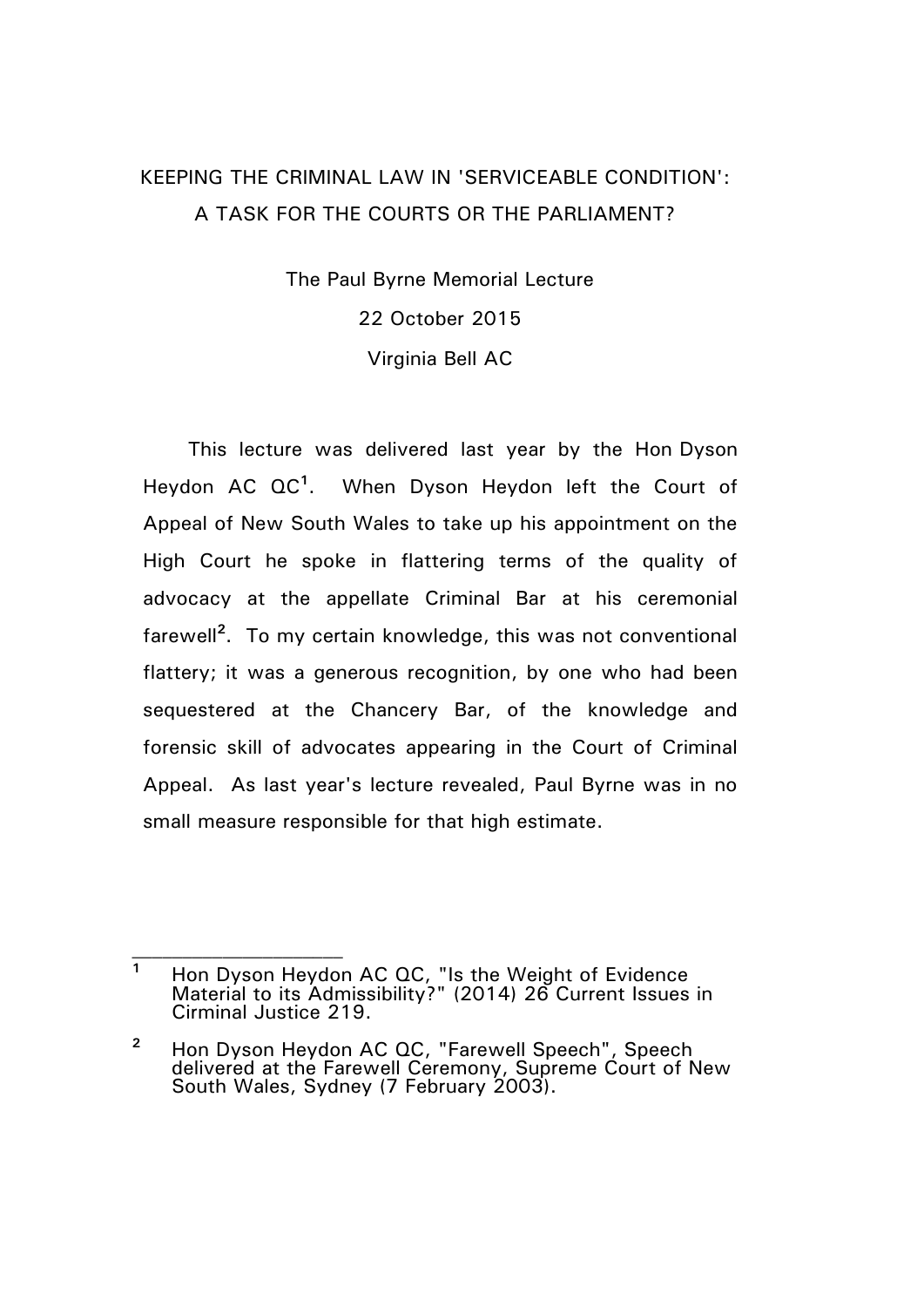# KEEPING THE CRIMINAL LAW IN 'SERVICEABLE CONDITION': A TASK FOR THE COURTS OR THE PARLIAMENT?

The Paul Byrne Memorial Lecture

22 October 2015

Virginia Bell AC

This lecture was delivered last year by the Hon Dyson Heydon AC QC[1]. When Dyson Heydon left the Court of Appeal of New South Wales to take up his appointment on the High Court he spoke in flattering terms of the quality of advocacy at the appellate Criminal Bar at his ceremonial farewell[2]. To my certain knowledge, this was not conventional flattery; it was a generous recognition, by one who had been sequestered at the Chancery Bar, of the knowledge and forensic skill of advocates appearing in the Court of Criminal Appeal. As last year's lecture revealed, Paul Byrne was in no small measure responsible for that high estimate.

---

[1] Hon Dyson Heydon AC QC, "Is the Weight of Evidence Material to its Admissibility?" (2014) 26 Current Issues in Cirminal Justice 219.

[2] Hon Dyson Heydon AC QC, "Farewell Speech", Speech delivered at the Farewell Ceremony, Supreme Court of New South Wales, Sydney (7 February 2003).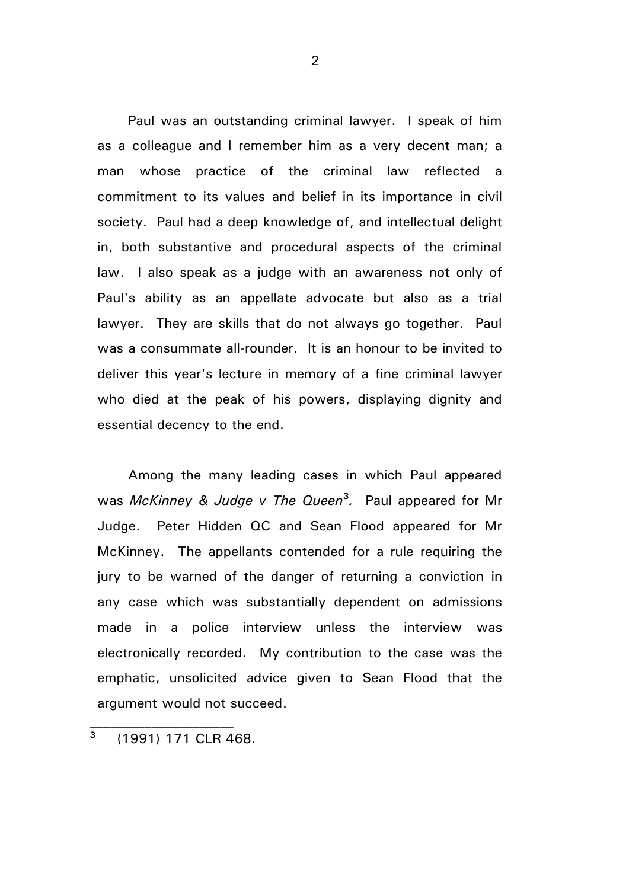Paul was an outstanding criminal lawyer. I speak of him as a colleague and I remember him as a very decent man; a man whose practice of the criminal law reflected a commitment to its values and belief in its importance in civil society. Paul had a deep knowledge of, and intellectual delight in, both substantive and procedural aspects of the criminal law. I also speak as a judge with an awareness not only of Paul's ability as an appellate advocate but also as a trial lawyer. They are skills that do not always go together. Paul was a consummate all-rounder. It is an honour to be invited to deliver this year's lecture in memory of a fine criminal lawyer who died at the peak of his powers, displaying dignity and essential decency to the end.

Among the many leading cases in which Paul appeared was *McKinney & Judge v The Queen*[3]. Paul appeared for Mr Judge. Peter Hidden QC and Sean Flood appeared for Mr McKinney. The appellants contended for a rule requiring the jury to be warned of the danger of returning a conviction in any case which was substantially dependent on admissions made in a police interview unless the interview was electronically recorded. My contribution to the case was the emphatic, unsolicited advice given to Sean Flood that the argument would not succeed.

---

[3] (1991) 171 CLR 468.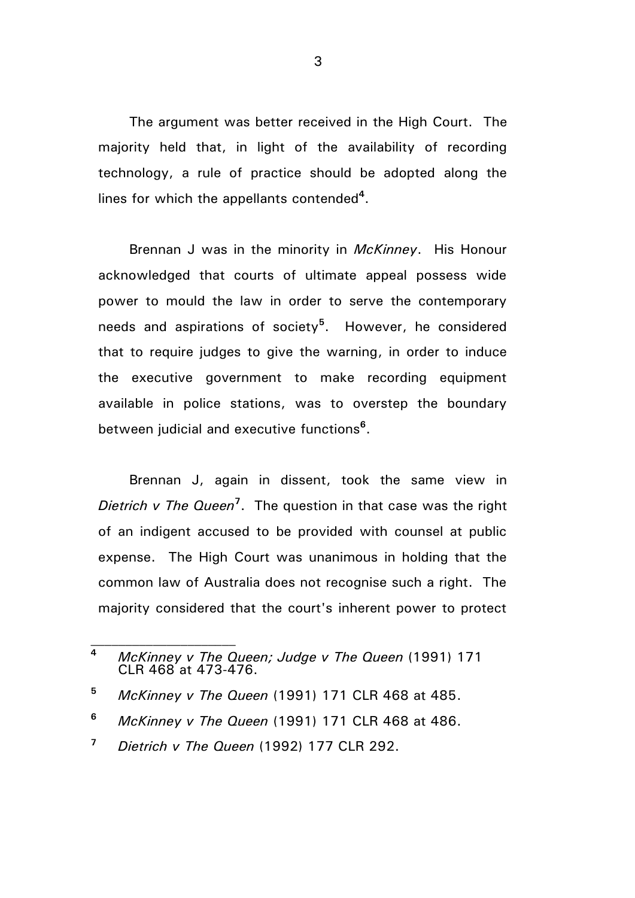The argument was better received in the High Court. The majority held that, in light of the availability of recording technology, a rule of practice should be adopted along the lines for which the appellants contended[4].

Brennan J was in the minority in *McKinney*. His Honour acknowledged that courts of ultimate appeal possess wide power to mould the law in order to serve the contemporary needs and aspirations of society[5]. However, he considered that to require judges to give the warning, in order to induce the executive government to make recording equipment available in police stations, was to overstep the boundary between judicial and executive functions[6].

Brennan J, again in dissent, took the same view in *Dietrich v The Queen*[7]. The question in that case was the right of an indigent accused to be provided with counsel at public expense. The High Court was unanimous in holding that the common law of Australia does not recognise such a right. The majority considered that the court's inherent power to protect

---

[4] *McKinney v The Queen; Judge v The Queen* (1991) 171 CLR 468 at 473-476.

[5] *McKinney v The Queen* (1991) 171 CLR 468 at 485.

[6] *McKinney v The Queen* (1991) 171 CLR 468 at 486.

[7] *Dietrich v The Queen* (1992) 177 CLR 292.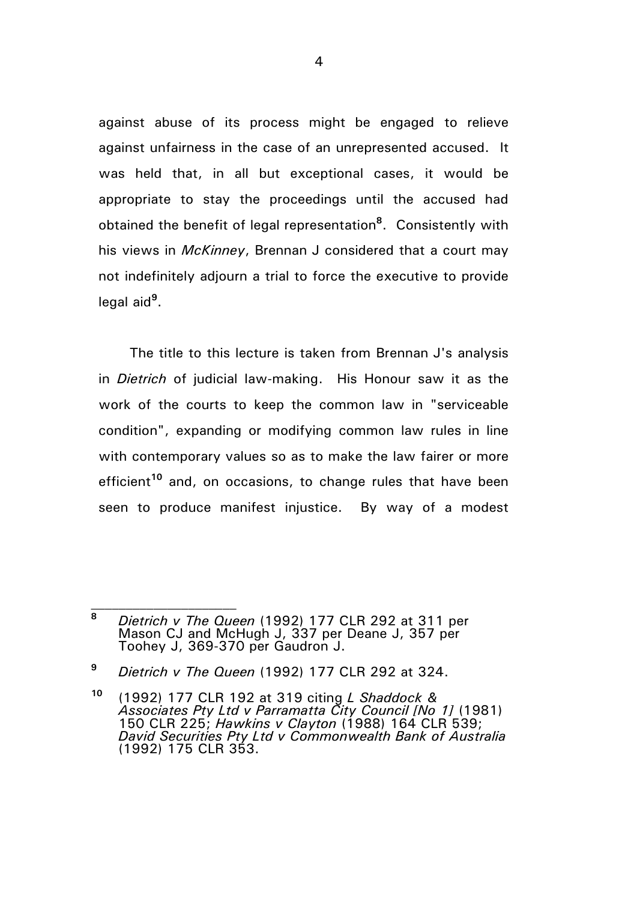against abuse of its process might be engaged to relieve against unfairness in the case of an unrepresented accused. It was held that, in all but exceptional cases, it would be appropriate to stay the proceedings until the accused had obtained the benefit of legal representation[8]. Consistently with his views in *McKinney*, Brennan J considered that a court may not indefinitely adjourn a trial to force the executive to provide legal aid[9].

The title to this lecture is taken from Brennan J's analysis in *Dietrich* of judicial law-making. His Honour saw it as the work of the courts to keep the common law in "serviceable condition", expanding or modifying common law rules in line with contemporary values so as to make the law fairer or more efficient[10] and, on occasions, to change rules that have been seen to produce manifest injustice. By way of a modest

---

[8] *Dietrich v The Queen* (1992) 177 CLR 292 at 311 per Mason CJ and McHugh J, 337 per Deane J, 357 per Toohey J, 369-370 per Gaudron J.

[9] *Dietrich v The Queen* (1992) 177 CLR 292 at 324.

[10] (1992) 177 CLR 192 at 319 citing *L Shaddock & Associates Pty Ltd v Parramatta City Council [No 1]* (1981) 150 CLR 225; *Hawkins v Clayton* (1988) 164 CLR 539; *David Securities Pty Ltd v Commonwealth Bank of Australia* (1992) 175 CLR 353.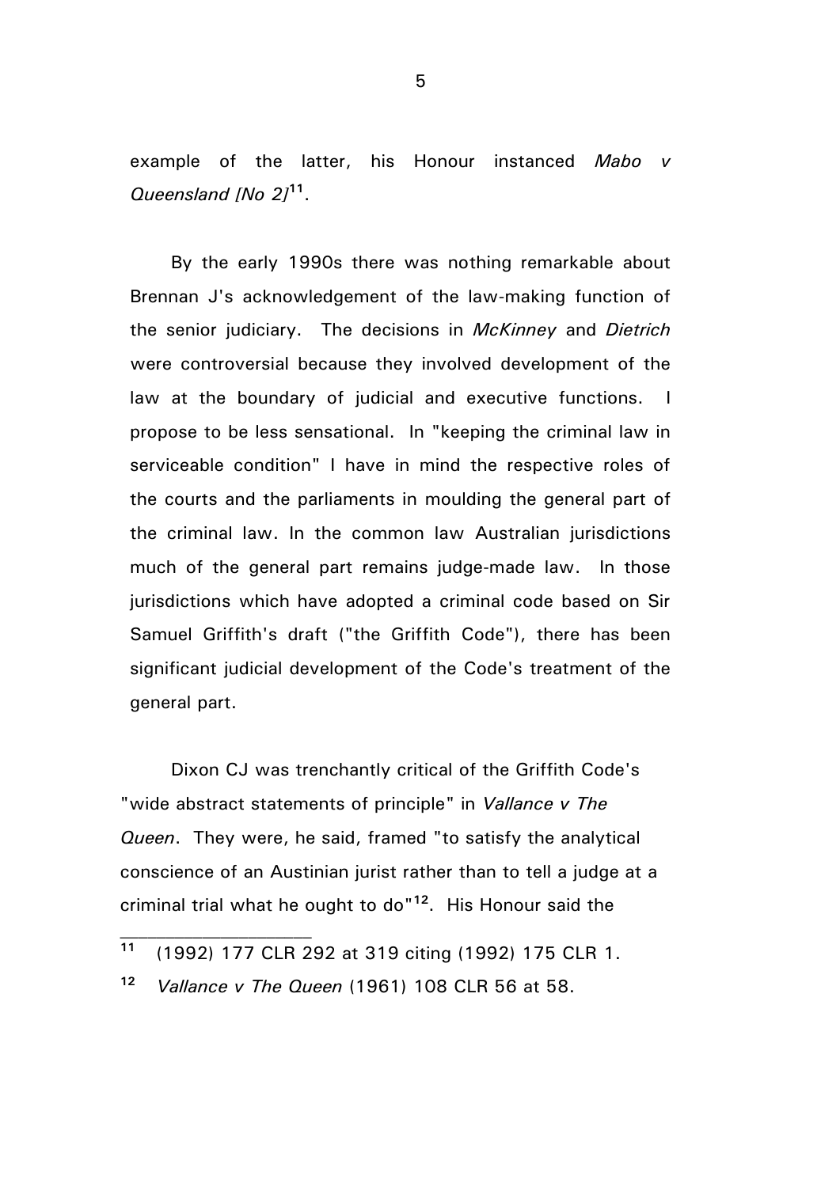example of the latter, his Honour instanced *Mabo v Queensland [No 2]*[11].

By the early 1990s there was nothing remarkable about Brennan J's acknowledgement of the law-making function of the senior judiciary. The decisions in *McKinney* and *Dietrich* were controversial because they involved development of the law at the boundary of judicial and executive functions. I propose to be less sensational. In "keeping the criminal law in serviceable condition" I have in mind the respective roles of the courts and the parliaments in moulding the general part of the criminal law. In the common law Australian jurisdictions much of the general part remains judge-made law. In those jurisdictions which have adopted a criminal code based on Sir Samuel Griffith's draft ("the Griffith Code"), there has been significant judicial development of the Code's treatment of the general part.

Dixon CJ was trenchantly critical of the Griffith Code's "wide abstract statements of principle" in *Vallance v The Queen*. They were, he said, framed "to satisfy the analytical conscience of an Austinian jurist rather than to tell a judge at a criminal trial what he ought to do"[12]. His Honour said the

---

[11] (1992) 177 CLR 292 at 319 citing (1992) 175 CLR 1.

[12] *Vallance v The Queen* (1961) 108 CLR 56 at 58.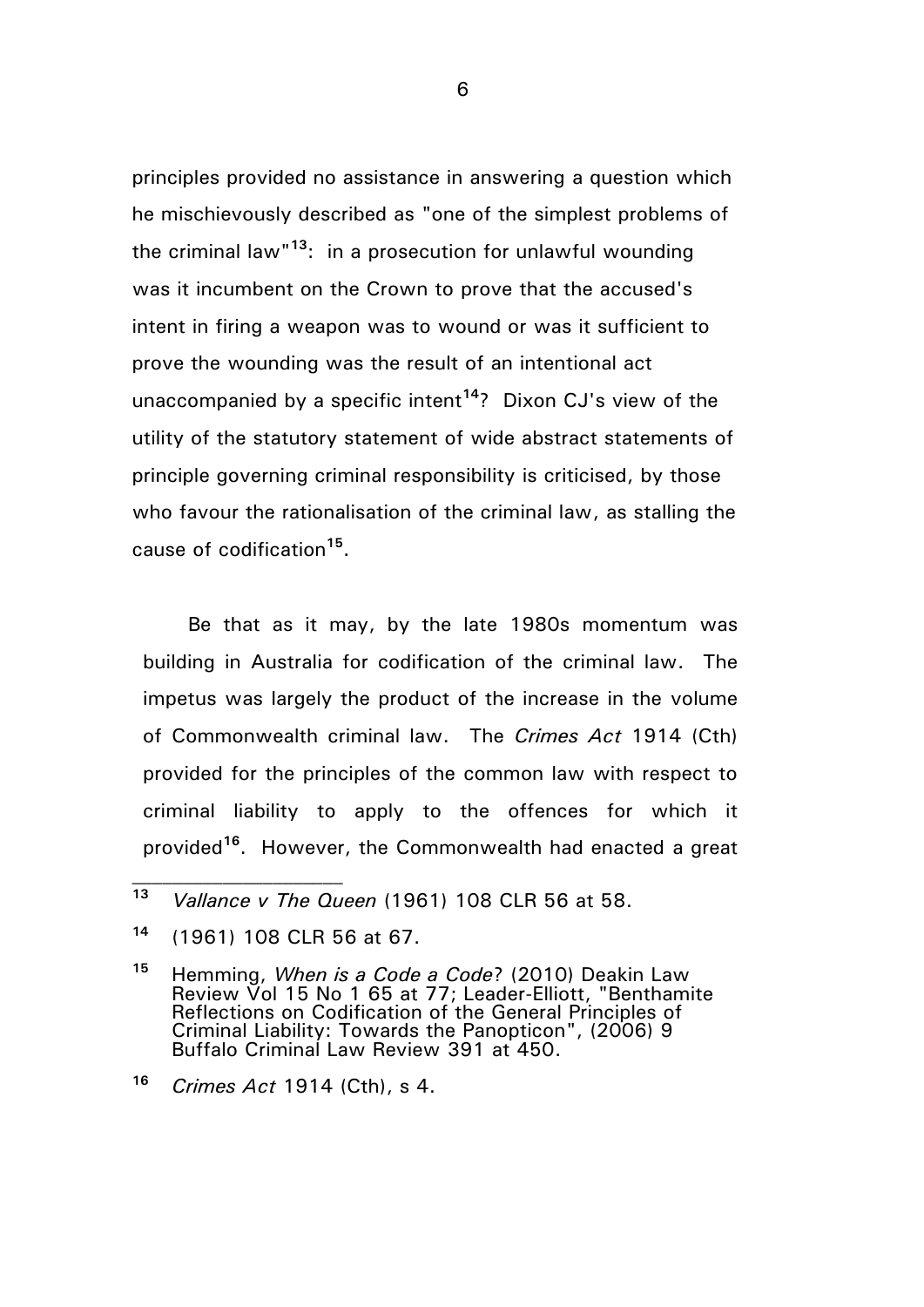principles provided no assistance in answering a question which he mischievously described as "one of the simplest problems of the criminal law"[13]: in a prosecution for unlawful wounding was it incumbent on the Crown to prove that the accused's intent in firing a weapon was to wound or was it sufficient to prove the wounding was the result of an intentional act unaccompanied by a specific intent[14]? Dixon CJ's view of the utility of the statutory statement of wide abstract statements of principle governing criminal responsibility is criticised, by those who favour the rationalisation of the criminal law, as stalling the cause of codification[15].

Be that as it may, by the late 1980s momentum was building in Australia for codification of the criminal law. The impetus was largely the product of the increase in the volume of Commonwealth criminal law. The *Crimes Act* 1914 (Cth) provided for the principles of the common law with respect to criminal liability to apply to the offences for which it provided[16]. However, the Commonwealth had enacted a great

---

[13] *Vallance v The Queen* (1961) 108 CLR 56 at 58.

[14] (1961) 108 CLR 56 at 67.

[15] Hemming, *When is a Code a Code*? (2010) Deakin Law Review Vol 15 No 1 65 at 77; Leader-Elliott, "Benthamite Reflections on Codification of the General Principles of Criminal Liability: Towards the Panopticon", (2006) 9 Buffalo Criminal Law Review 391 at 450.

[16] *Crimes Act* 1914 (Cth), s 4.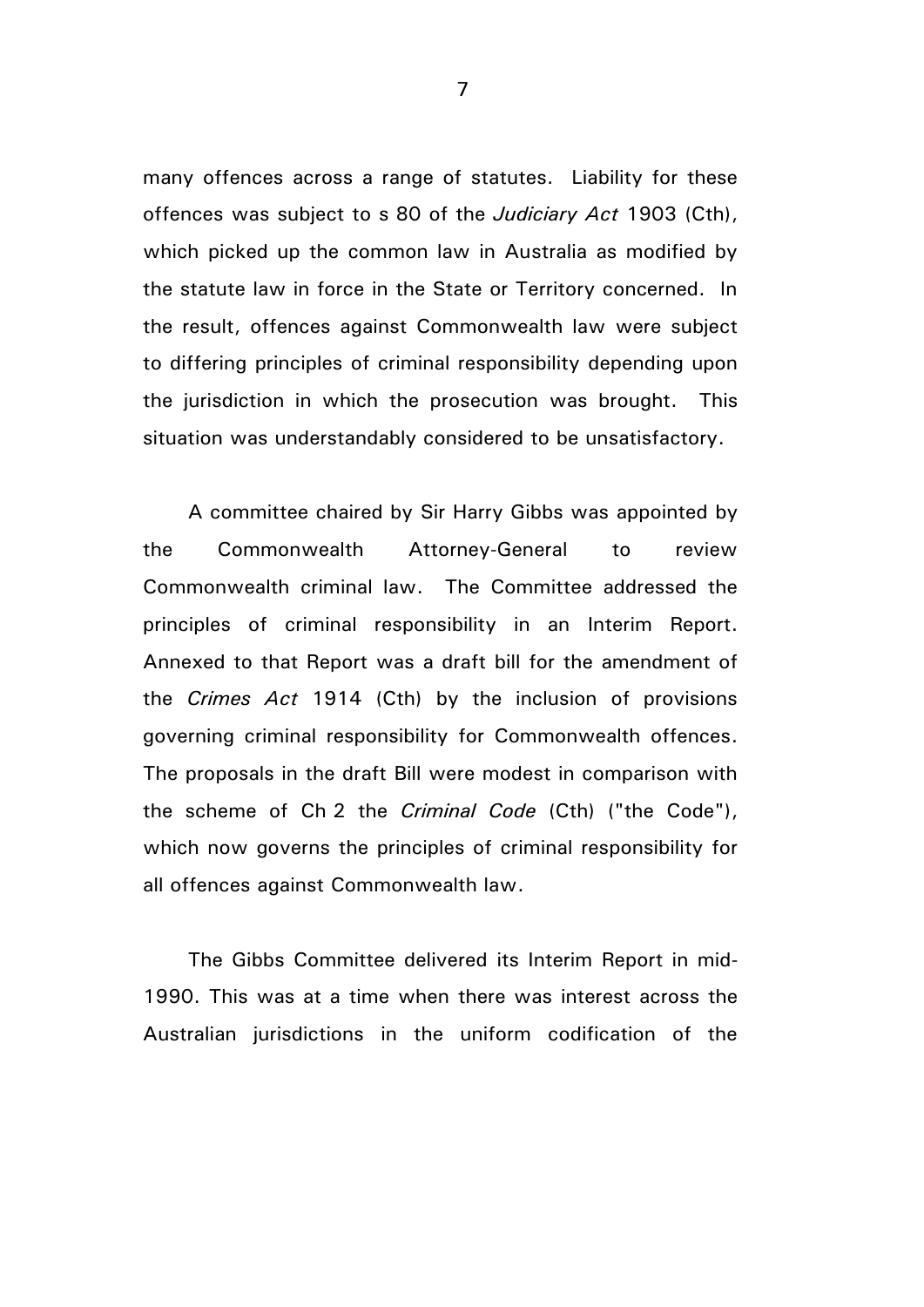many offences across a range of statutes. Liability for these offences was subject to s 80 of the *Judiciary Act* 1903 (Cth), which picked up the common law in Australia as modified by the statute law in force in the State or Territory concerned. In the result, offences against Commonwealth law were subject to differing principles of criminal responsibility depending upon the jurisdiction in which the prosecution was brought. This situation was understandably considered to be unsatisfactory.

A committee chaired by Sir Harry Gibbs was appointed by the Commonwealth Attorney-General to review Commonwealth criminal law. The Committee addressed the principles of criminal responsibility in an Interim Report. Annexed to that Report was a draft bill for the amendment of the *Crimes Act* 1914 (Cth) by the inclusion of provisions governing criminal responsibility for Commonwealth offences. The proposals in the draft Bill were modest in comparison with the scheme of Ch 2 the *Criminal Code* (Cth) ("the Code"), which now governs the principles of criminal responsibility for all offences against Commonwealth law.

The Gibbs Committee delivered its Interim Report in mid-1990. This was at a time when there was interest across the Australian jurisdictions in the uniform codification of the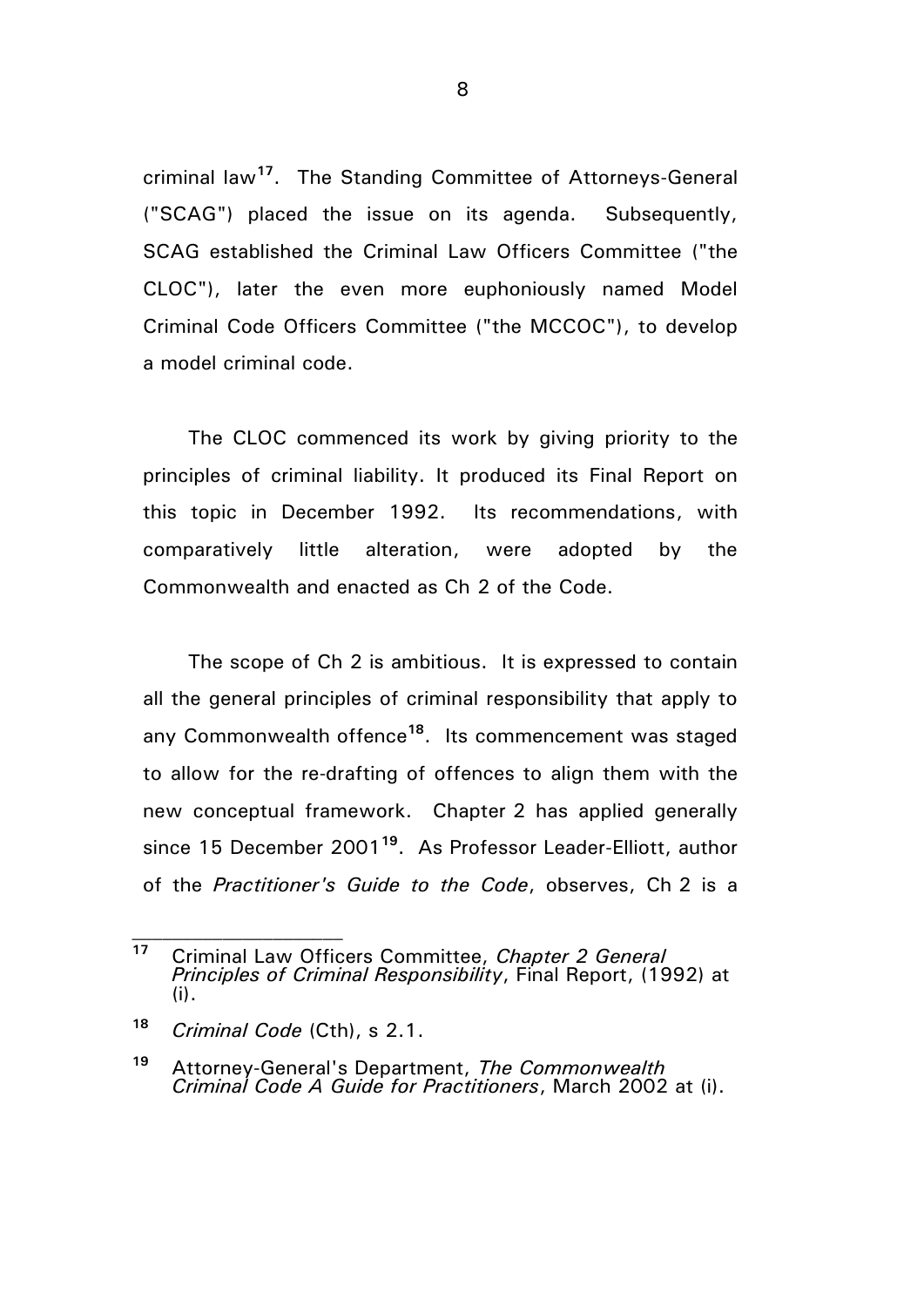criminal law[17]. The Standing Committee of Attorneys-General ("SCAG") placed the issue on its agenda. Subsequently, SCAG established the Criminal Law Officers Committee ("the CLOC"), later the even more euphoniously named Model Criminal Code Officers Committee ("the MCCOC"), to develop a model criminal code.

The CLOC commenced its work by giving priority to the principles of criminal liability. It produced its Final Report on this topic in December 1992. Its recommendations, with comparatively little alteration, were adopted by the Commonwealth and enacted as Ch 2 of the Code.

The scope of Ch 2 is ambitious. It is expressed to contain all the general principles of criminal responsibility that apply to any Commonwealth offence[18]. Its commencement was staged to allow for the re-drafting of offences to align them with the new conceptual framework. Chapter 2 has applied generally since 15 December 2001[19]. As Professor Leader-Elliott, author of the *Practitioner's Guide to the Code*, observes, Ch 2 is a

---

[17] Criminal Law Officers Committee, *Chapter 2 General Principles of Criminal Responsibility*, Final Report, (1992) at (i).

[18] *Criminal Code* (Cth), s 2.1.

[19] Attorney-General's Department, *The Commonwealth Criminal Code A Guide for Practitioners*, March 2002 at (i).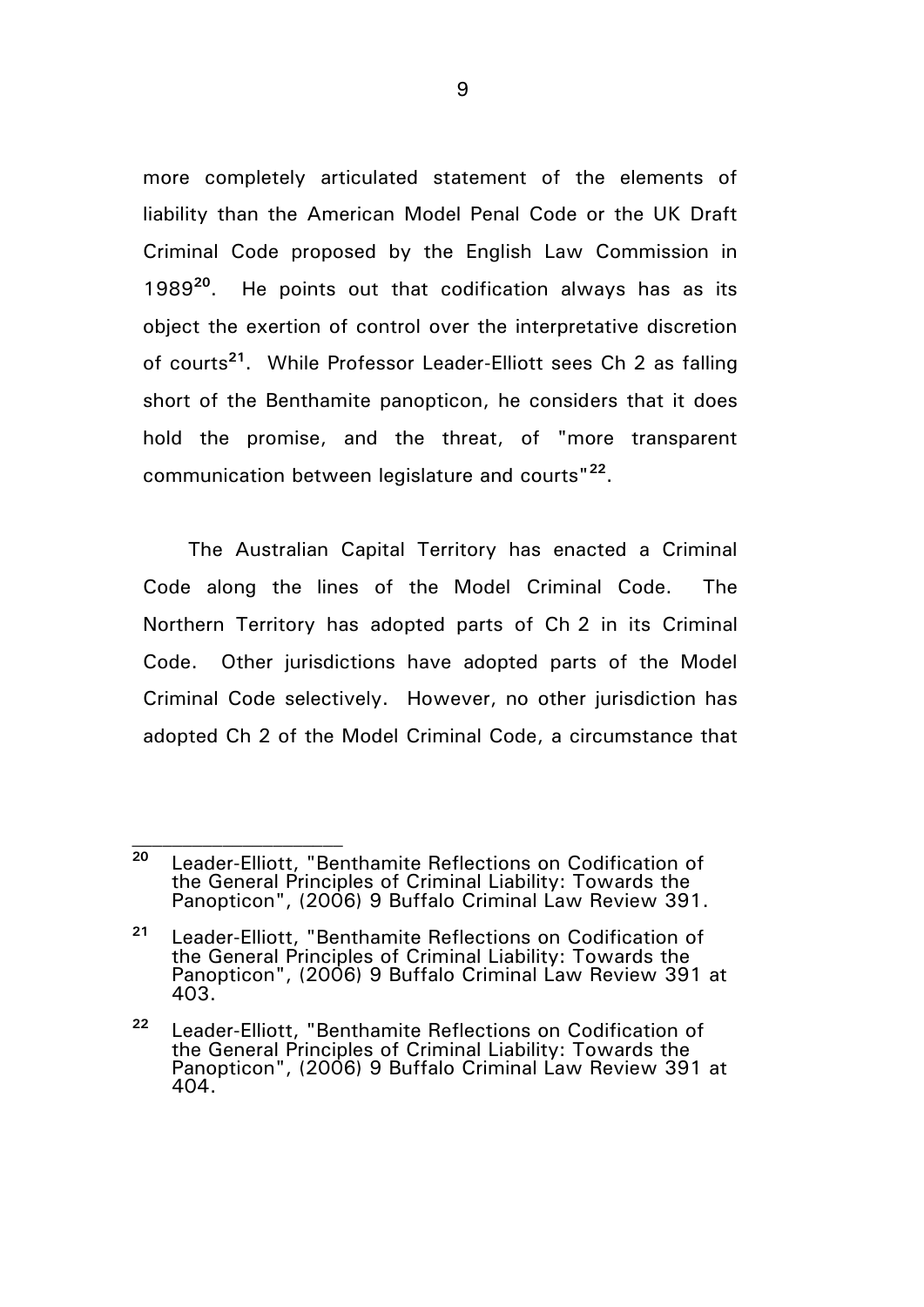more completely articulated statement of the elements of liability than the American Model Penal Code or the UK Draft Criminal Code proposed by the English Law Commission in 1989[20]. He points out that codification always has as its object the exertion of control over the interpretative discretion of courts[21]. While Professor Leader-Elliott sees Ch 2 as falling short of the Benthamite panopticon, he considers that it does hold the promise, and the threat, of "more transparent communication between legislature and courts"[22].

The Australian Capital Territory has enacted a Criminal Code along the lines of the Model Criminal Code. The Northern Territory has adopted parts of Ch 2 in its Criminal Code. Other jurisdictions have adopted parts of the Model Criminal Code selectively. However, no other jurisdiction has adopted Ch 2 of the Model Criminal Code, a circumstance that

---

[20] Leader-Elliott, "Benthamite Reflections on Codification of the General Principles of Criminal Liability: Towards the Panopticon", (2006) 9 Buffalo Criminal Law Review 391.

[21] Leader-Elliott, "Benthamite Reflections on Codification of the General Principles of Criminal Liability: Towards the Panopticon", (2006) 9 Buffalo Criminal Law Review 391 at 403.

[22] Leader-Elliott, "Benthamite Reflections on Codification of the General Principles of Criminal Liability: Towards the Panopticon", (2006) 9 Buffalo Criminal Law Review 391 at 404.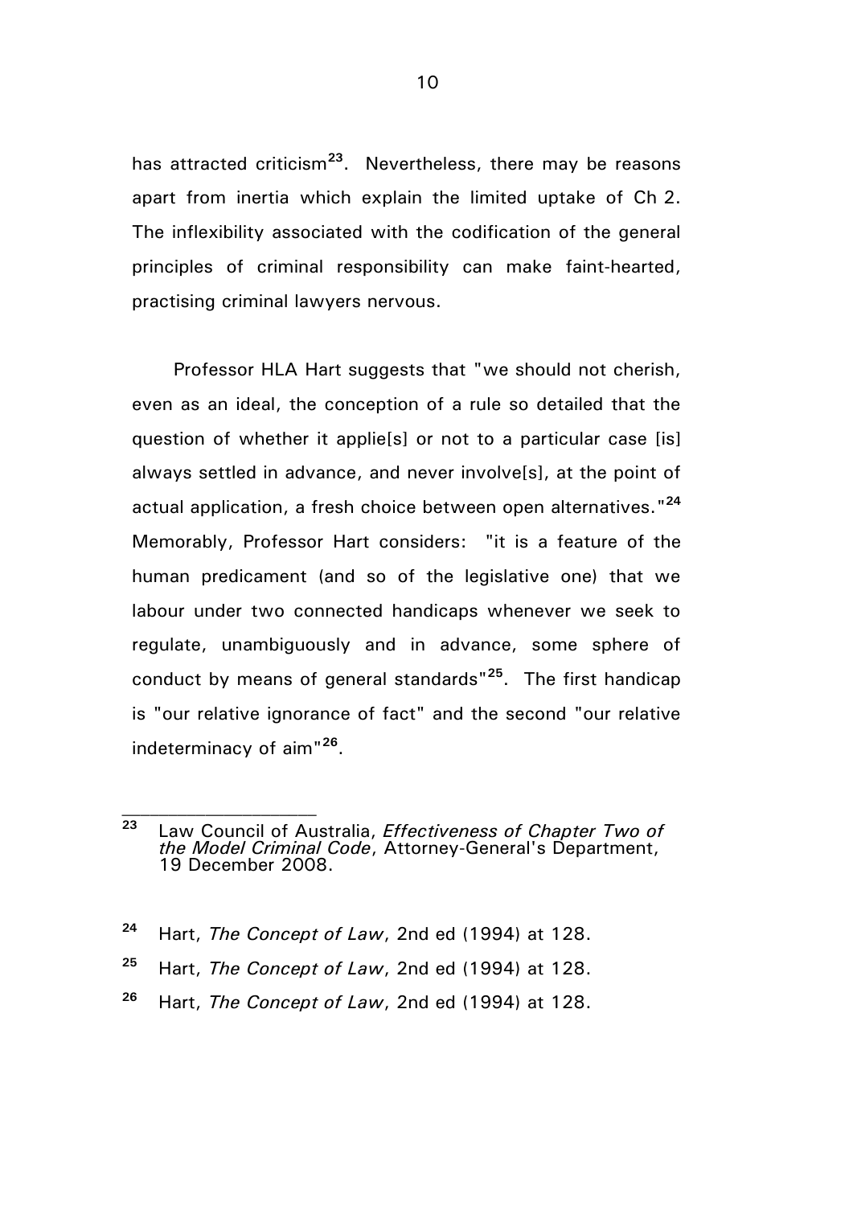has attracted criticism[23]. Nevertheless, there may be reasons apart from inertia which explain the limited uptake of Ch 2. The inflexibility associated with the codification of the general principles of criminal responsibility can make faint-hearted, practising criminal lawyers nervous.

Professor HLA Hart suggests that "we should not cherish, even as an ideal, the conception of a rule so detailed that the question of whether it applie[s] or not to a particular case [is] always settled in advance, and never involve[s], at the point of actual application, a fresh choice between open alternatives."[24] Memorably, Professor Hart considers: "it is a feature of the human predicament (and so of the legislative one) that we labour under two connected handicaps whenever we seek to regulate, unambiguously and in advance, some sphere of conduct by means of general standards"[25]. The first handicap is "our relative ignorance of fact" and the second "our relative indeterminacy of aim"[26].

---

[23] Law Council of Australia, *Effectiveness of Chapter Two of the Model Criminal Code*, Attorney-General's Department, 19 December 2008.

[24] Hart, *The Concept of Law*, 2nd ed (1994) at 128.

[25] Hart, *The Concept of Law*, 2nd ed (1994) at 128.

[26] Hart, *The Concept of Law*, 2nd ed (1994) at 128.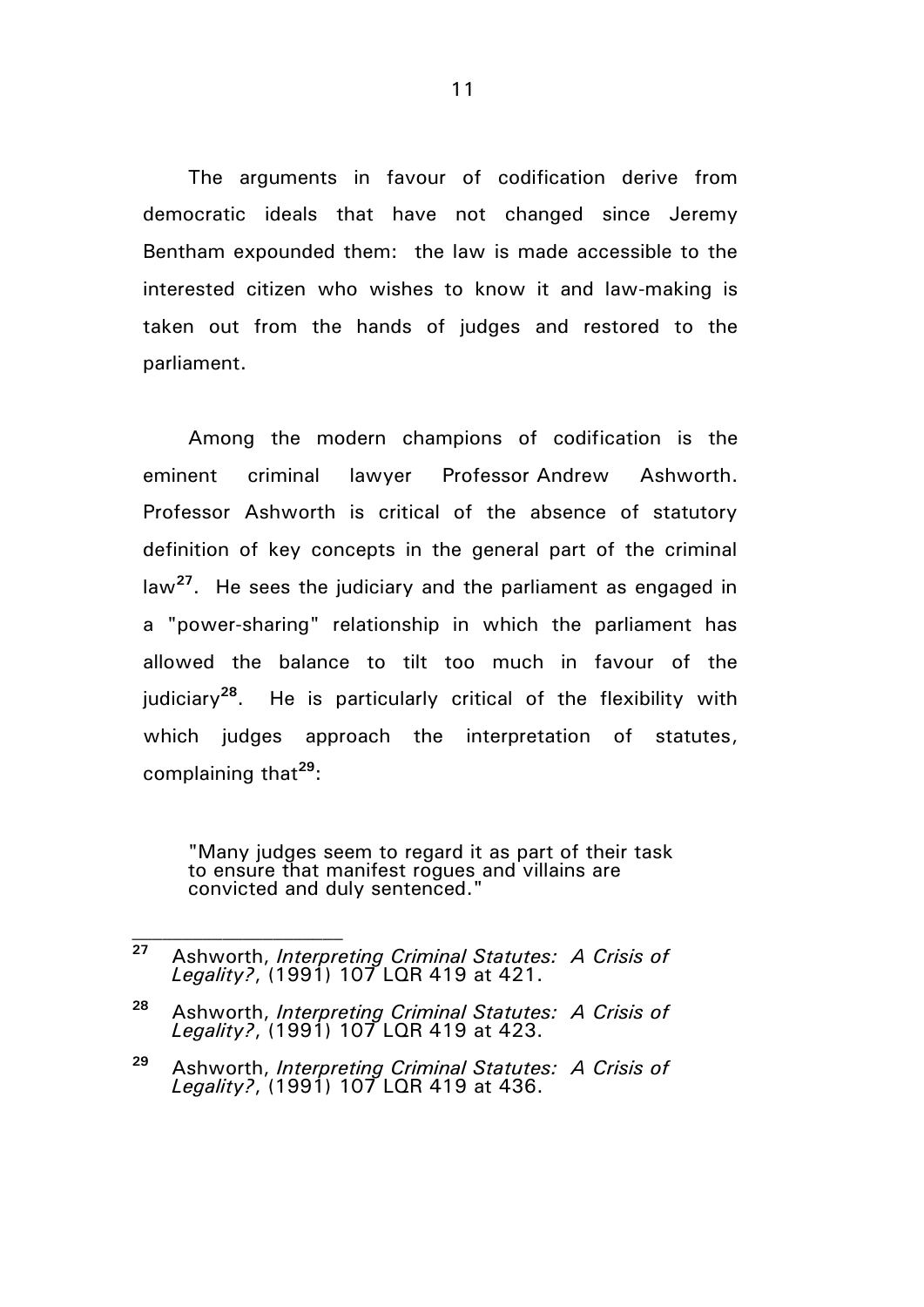The arguments in favour of codification derive from democratic ideals that have not changed since Jeremy Bentham expounded them: the law is made accessible to the interested citizen who wishes to know it and law-making is taken out from the hands of judges and restored to the parliament.

Among the modern champions of codification is the eminent criminal lawyer Professor Andrew Ashworth. Professor Ashworth is critical of the absence of statutory definition of key concepts in the general part of the criminal law[27]. He sees the judiciary and the parliament as engaged in a "power-sharing" relationship in which the parliament has allowed the balance to tilt too much in favour of the judiciary[28]. He is particularly critical of the flexibility with which judges approach the interpretation of statutes, complaining that[29]:

> "Many judges seem to regard it as part of their task to ensure that manifest rogues and villains are convicted and duly sentenced."

---

[27] Ashworth, *Interpreting Criminal Statutes: A Crisis of Legality?*, (1991) 107 LQR 419 at 421.

[28] Ashworth, *Interpreting Criminal Statutes: A Crisis of Legality?*, (1991) 107 LQR 419 at 423.

[29] Ashworth, *Interpreting Criminal Statutes: A Crisis of Legality?*, (1991) 107 LQR 419 at 436.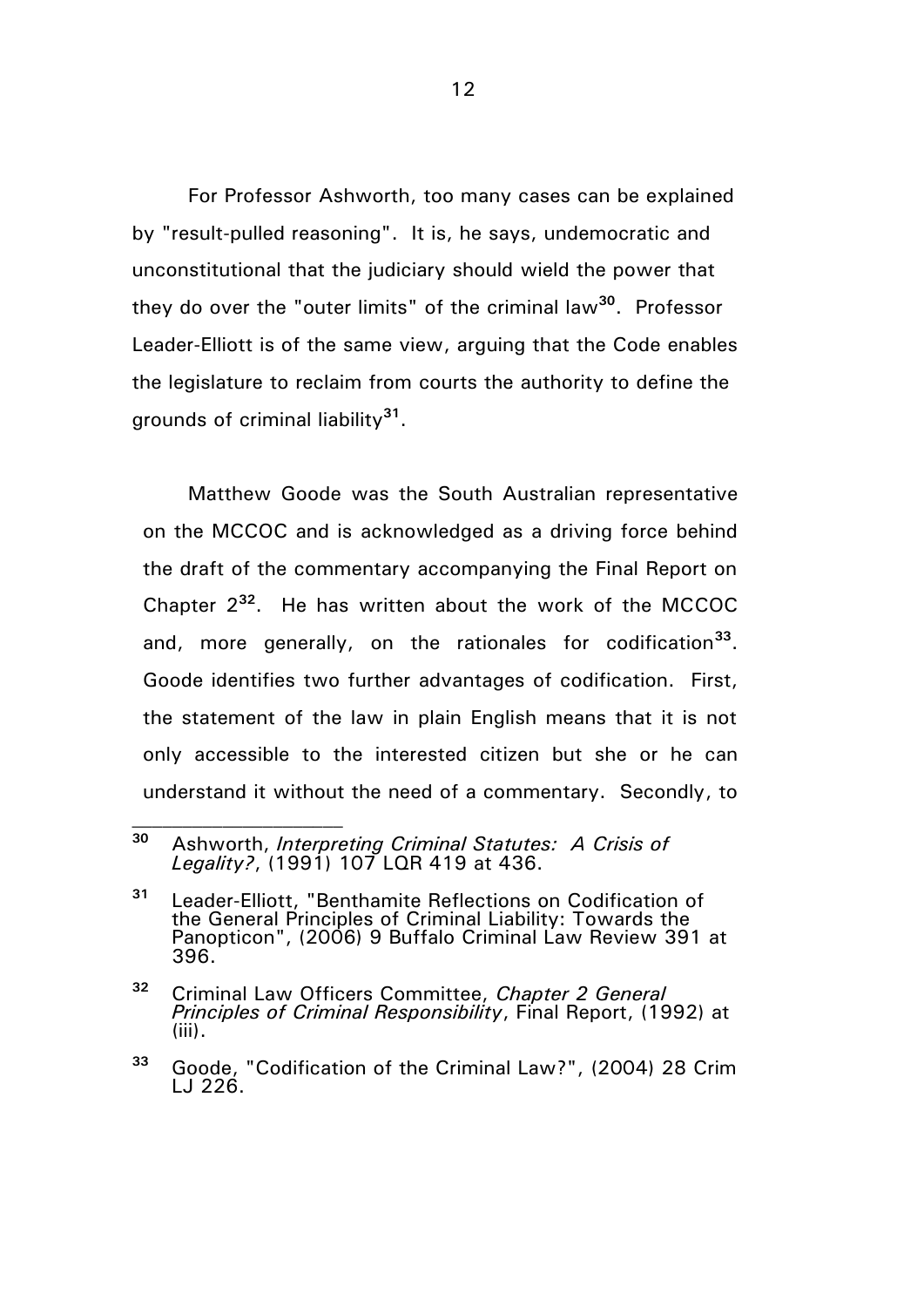For Professor Ashworth, too many cases can be explained by "result-pulled reasoning". It is, he says, undemocratic and unconstitutional that the judiciary should wield the power that they do over the "outer limits" of the criminal law[30]. Professor Leader-Elliott is of the same view, arguing that the Code enables the legislature to reclaim from courts the authority to define the grounds of criminal liability[31].

Matthew Goode was the South Australian representative on the MCCOC and is acknowledged as a driving force behind the draft of the commentary accompanying the Final Report on Chapter 2[32]. He has written about the work of the MCCOC and, more generally, on the rationales for codification[33]. Goode identifies two further advantages of codification. First, the statement of the law in plain English means that it is not only accessible to the interested citizen but she or he can understand it without the need of a commentary. Secondly, to

---

[30] Ashworth, *Interpreting Criminal Statutes: A Crisis of Legality?*, (1991) 107 LQR 419 at 436.

[31] Leader-Elliott, "Benthamite Reflections on Codification of the General Principles of Criminal Liability: Towards the Panopticon", (2006) 9 Buffalo Criminal Law Review 391 at 396.

[32] Criminal Law Officers Committee, *Chapter 2 General Principles of Criminal Responsibility*, Final Report, (1992) at (iii).

[33] Goode, "Codification of the Criminal Law?", (2004) 28 Crim LJ 226.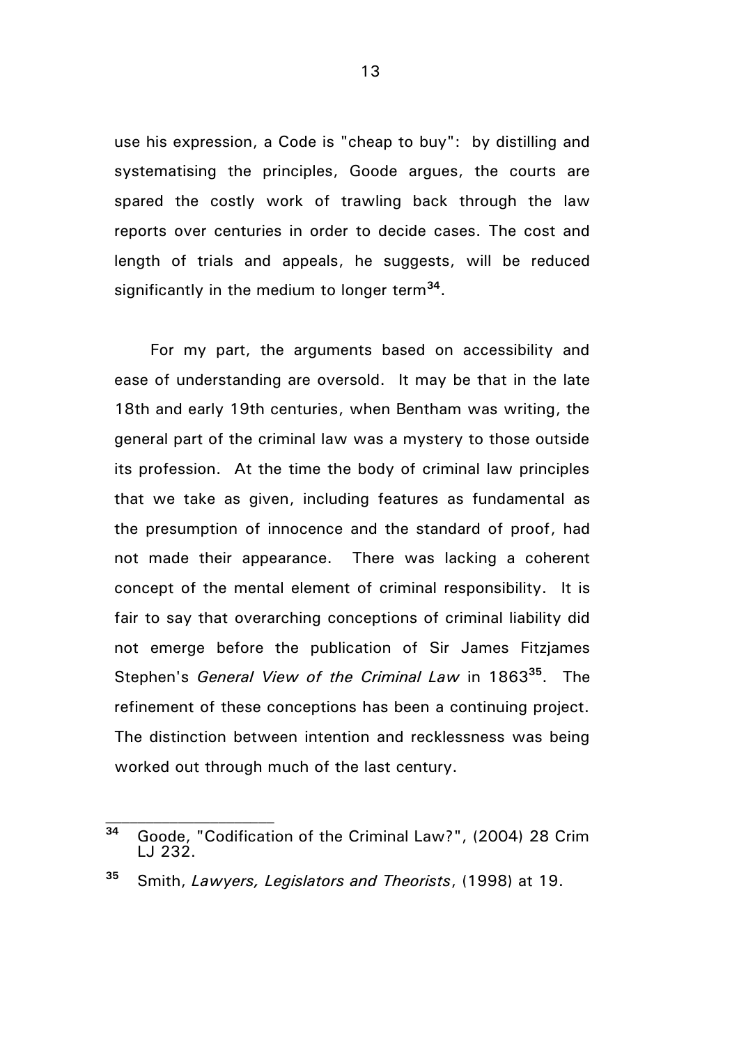use his expression, a Code is "cheap to buy": by distilling and systematising the principles, Goode argues, the courts are spared the costly work of trawling back through the law reports over centuries in order to decide cases. The cost and length of trials and appeals, he suggests, will be reduced significantly in the medium to longer term[34].

For my part, the arguments based on accessibility and ease of understanding are oversold. It may be that in the late 18th and early 19th centuries, when Bentham was writing, the general part of the criminal law was a mystery to those outside its profession. At the time the body of criminal law principles that we take as given, including features as fundamental as the presumption of innocence and the standard of proof, had not made their appearance. There was lacking a coherent concept of the mental element of criminal responsibility. It is fair to say that overarching conceptions of criminal liability did not emerge before the publication of Sir James Fitzjames Stephen's *General View of the Criminal Law* in 1863[35]. The refinement of these conceptions has been a continuing project. The distinction between intention and recklessness was being worked out through much of the last century.

---

[34] Goode, "Codification of the Criminal Law?", (2004) 28 Crim LJ 232.

[35] Smith, *Lawyers, Legislators and Theorists*, (1998) at 19.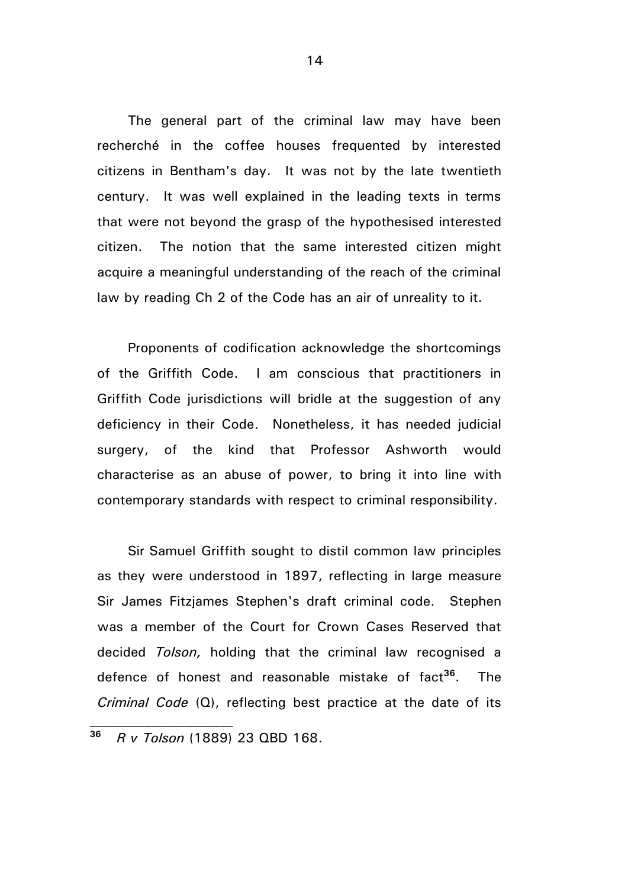The general part of the criminal law may have been recherché in the coffee houses frequented by interested citizens in Bentham's day. It was not by the late twentieth century. It was well explained in the leading texts in terms that were not beyond the grasp of the hypothesised interested citizen. The notion that the same interested citizen might acquire a meaningful understanding of the reach of the criminal law by reading Ch 2 of the Code has an air of unreality to it.

Proponents of codification acknowledge the shortcomings of the Griffith Code. I am conscious that practitioners in Griffith Code jurisdictions will bridle at the suggestion of any deficiency in their Code. Nonetheless, it has needed judicial surgery, of the kind that Professor Ashworth would characterise as an abuse of power, to bring it into line with contemporary standards with respect to criminal responsibility.

Sir Samuel Griffith sought to distil common law principles as they were understood in 1897, reflecting in large measure Sir James Fitzjames Stephen's draft criminal code. Stephen was a member of the Court for Crown Cases Reserved that decided *Tolson,* holding that the criminal law recognised a defence of honest and reasonable mistake of fact[36]. The *Criminal Code* (Q), reflecting best practice at the date of its

---

[36] *R v Tolson* (1889) 23 QBD 168.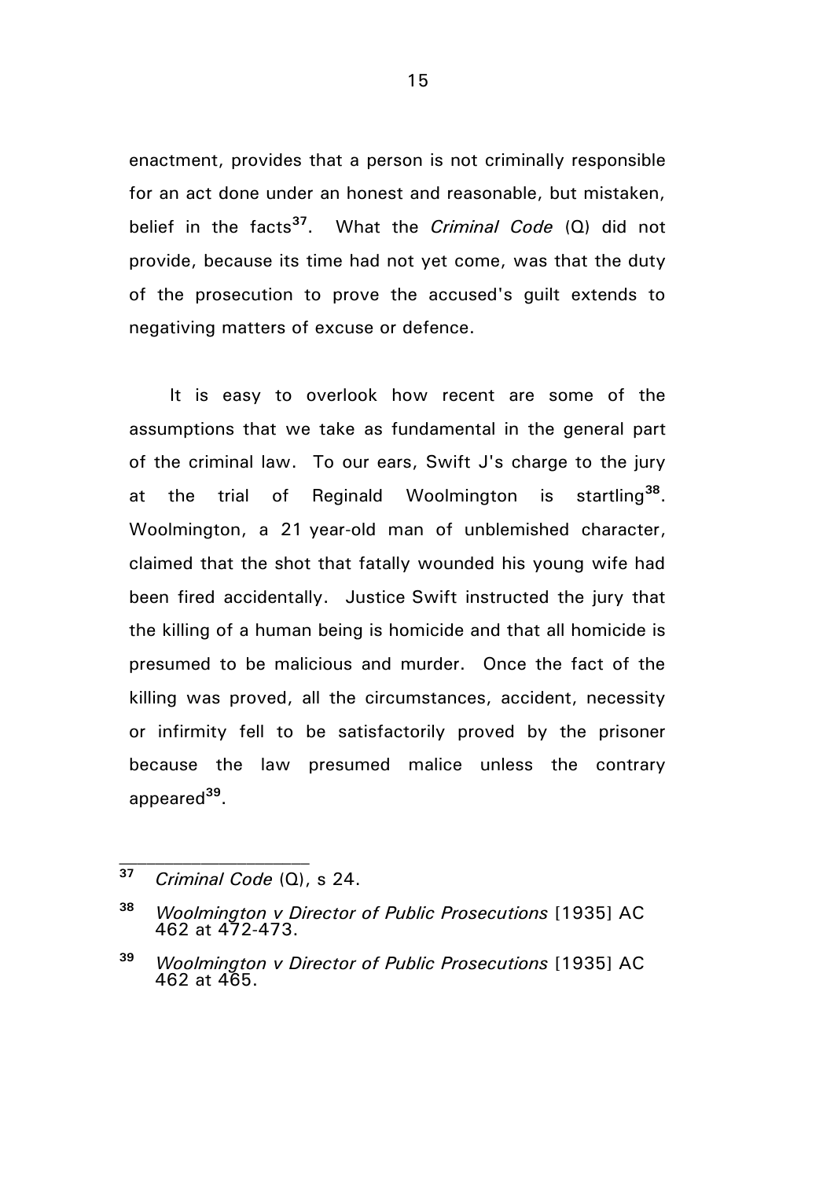enactment, provides that a person is not criminally responsible for an act done under an honest and reasonable, but mistaken, belief in the facts[37]. What the *Criminal Code* (Q) did not provide, because its time had not yet come, was that the duty of the prosecution to prove the accused's guilt extends to negativing matters of excuse or defence.

It is easy to overlook how recent are some of the assumptions that we take as fundamental in the general part of the criminal law. To our ears, Swift J's charge to the jury at the trial of Reginald Woolmington is startling[38]. Woolmington, a 21 year-old man of unblemished character, claimed that the shot that fatally wounded his young wife had been fired accidentally. Justice Swift instructed the jury that the killing of a human being is homicide and that all homicide is presumed to be malicious and murder. Once the fact of the killing was proved, all the circumstances, accident, necessity or infirmity fell to be satisfactorily proved by the prisoner because the law presumed malice unless the contrary appeared[39].

---

[37] *Criminal Code* (Q), s 24.

[38] *Woolmington v Director of Public Prosecutions* [1935] AC 462 at 472-473.

[39] *Woolmington v Director of Public Prosecutions* [1935] AC 462 at 465.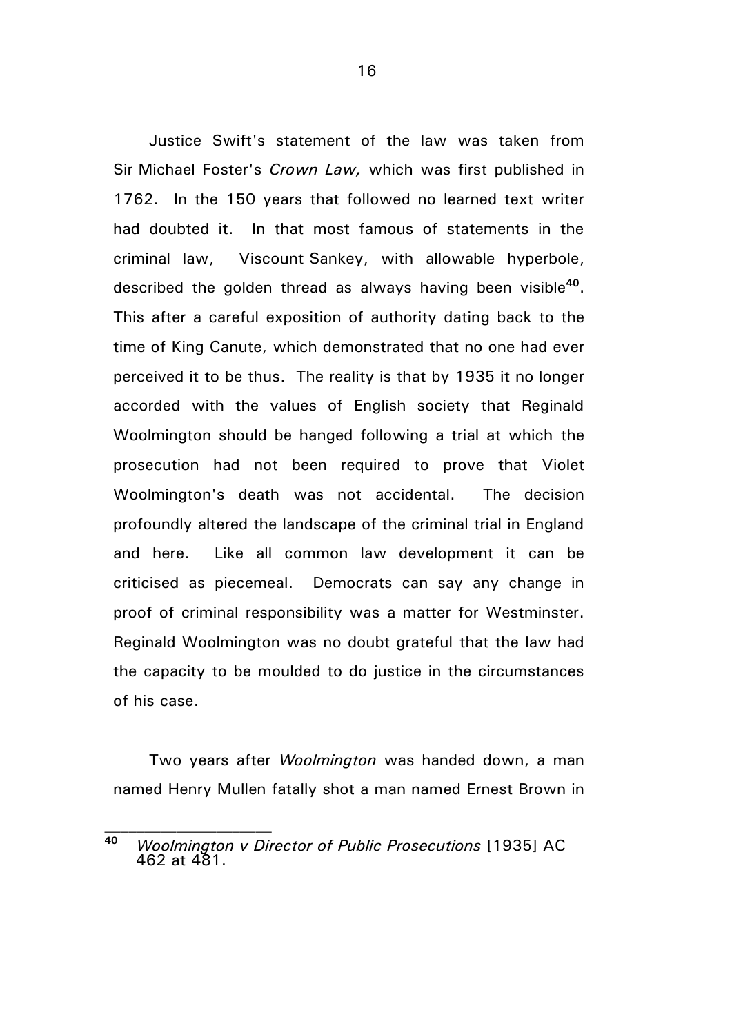Justice Swift's statement of the law was taken from Sir Michael Foster's *Crown Law,* which was first published in 1762. In the 150 years that followed no learned text writer had doubted it. In that most famous of statements in the criminal law, Viscount Sankey, with allowable hyperbole, described the golden thread as always having been visible[40]. This after a careful exposition of authority dating back to the time of King Canute, which demonstrated that no one had ever perceived it to be thus. The reality is that by 1935 it no longer accorded with the values of English society that Reginald Woolmington should be hanged following a trial at which the prosecution had not been required to prove that Violet Woolmington's death was not accidental. The decision profoundly altered the landscape of the criminal trial in England and here. Like all common law development it can be criticised as piecemeal. Democrats can say any change in proof of criminal responsibility was a matter for Westminster. Reginald Woolmington was no doubt grateful that the law had the capacity to be moulded to do justice in the circumstances of his case.

Two years after *Woolmington* was handed down, a man named Henry Mullen fatally shot a man named Ernest Brown in

---

[40] *Woolmington v Director of Public Prosecutions* [1935] AC 462 at 481.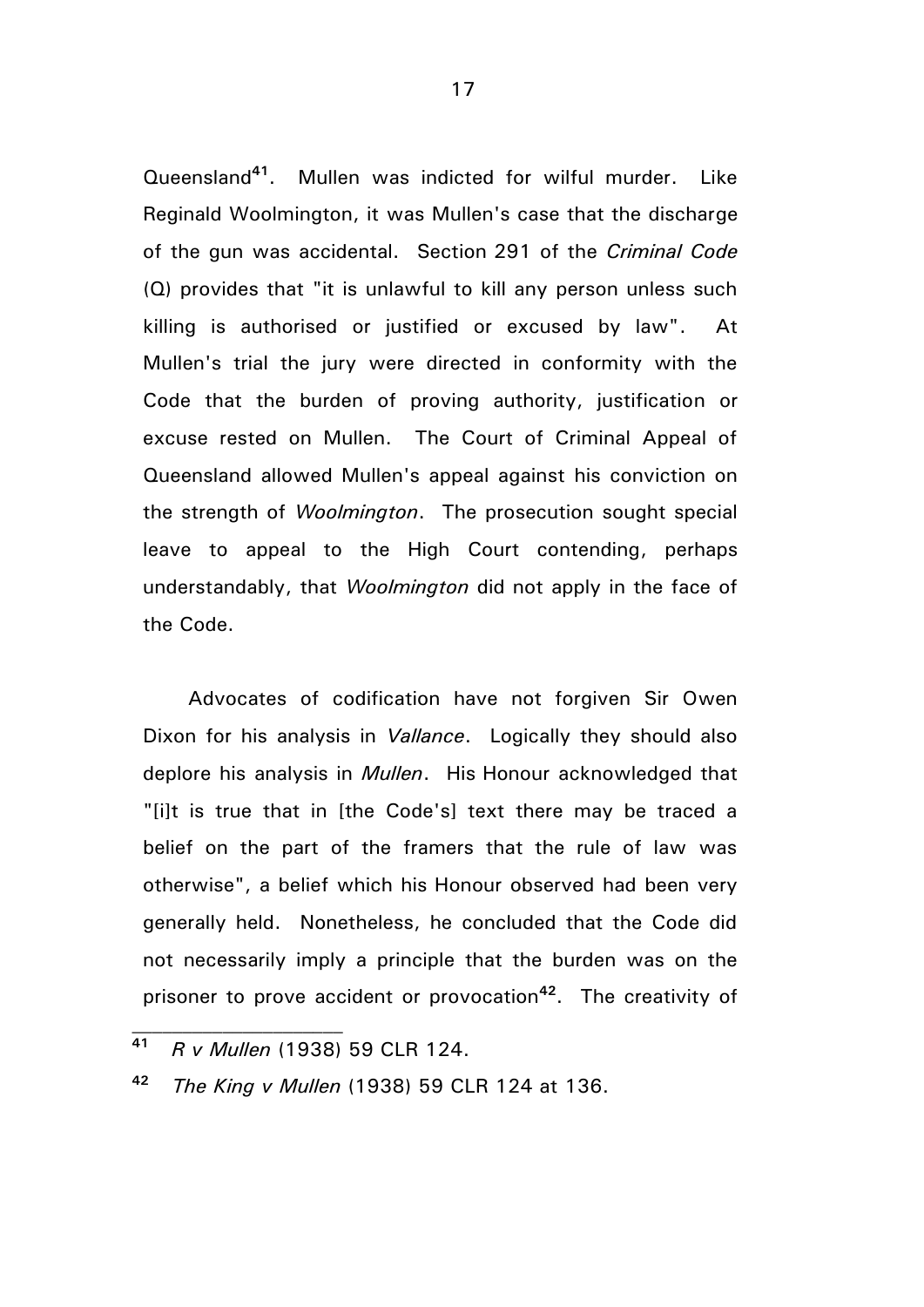Queensland[41]. Mullen was indicted for wilful murder. Like Reginald Woolmington, it was Mullen's case that the discharge of the gun was accidental. Section 291 of the *Criminal Code* (Q) provides that "it is unlawful to kill any person unless such killing is authorised or justified or excused by law". At Mullen's trial the jury were directed in conformity with the Code that the burden of proving authority, justification or excuse rested on Mullen. The Court of Criminal Appeal of Queensland allowed Mullen's appeal against his conviction on the strength of *Woolmington*. The prosecution sought special leave to appeal to the High Court contending, perhaps understandably, that *Woolmington* did not apply in the face of the Code.

Advocates of codification have not forgiven Sir Owen Dixon for his analysis in *Vallance*. Logically they should also deplore his analysis in *Mullen*. His Honour acknowledged that "[i]t is true that in [the Code's] text there may be traced a belief on the part of the framers that the rule of law was otherwise", a belief which his Honour observed had been very generally held. Nonetheless, he concluded that the Code did not necessarily imply a principle that the burden was on the prisoner to prove accident or provocation[42]. The creativity of

---

[41] *R v Mullen* (1938) 59 CLR 124.

[42] *The King v Mullen* (1938) 59 CLR 124 at 136.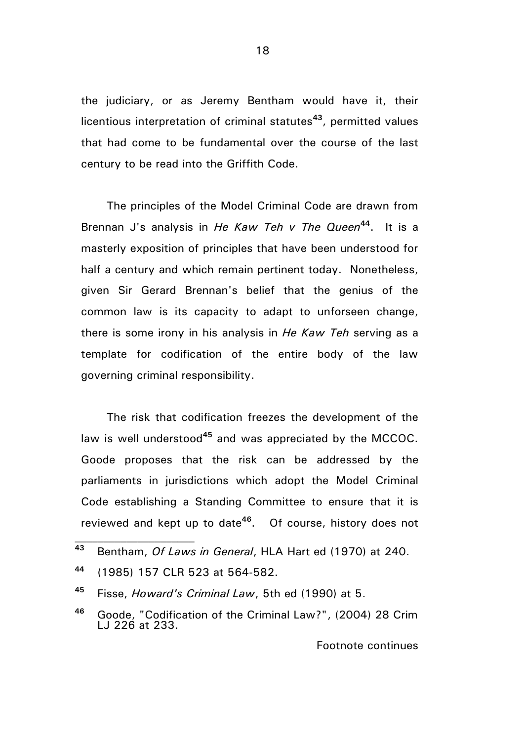the judiciary, or as Jeremy Bentham would have it, their licentious interpretation of criminal statutes[43], permitted values that had come to be fundamental over the course of the last century to be read into the Griffith Code.

The principles of the Model Criminal Code are drawn from Brennan J's analysis in *He Kaw Teh v The Queen*[44]. It is a masterly exposition of principles that have been understood for half a century and which remain pertinent today. Nonetheless, given Sir Gerard Brennan's belief that the genius of the common law is its capacity to adapt to unforseen change, there is some irony in his analysis in *He Kaw Teh* serving as a template for codification of the entire body of the law governing criminal responsibility.

The risk that codification freezes the development of the law is well understood[45] and was appreciated by the MCCOC. Goode proposes that the risk can be addressed by the parliaments in jurisdictions which adopt the Model Criminal Code establishing a Standing Committee to ensure that it is reviewed and kept up to date[46]. Of course, history does not

---

[43] Bentham, *Of Laws in General*, HLA Hart ed (1970) at 240.

[44] (1985) 157 CLR 523 at 564-582.

[45] Fisse, *Howard's Criminal Law*, 5th ed (1990) at 5.

[46] Goode, "Codification of the Criminal Law?", (2004) 28 Crim LJ 226 at 233.

Footnote continues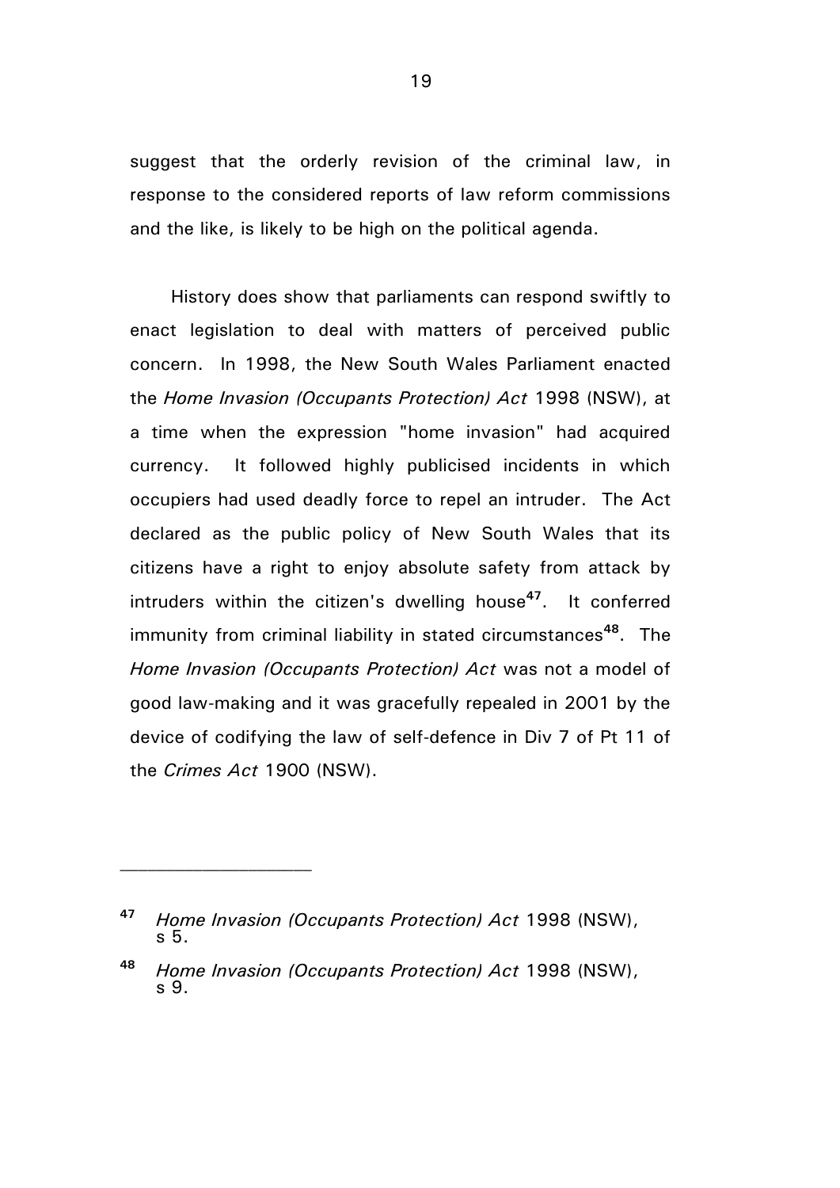suggest that the orderly revision of the criminal law, in response to the considered reports of law reform commissions and the like, is likely to be high on the political agenda.

History does show that parliaments can respond swiftly to enact legislation to deal with matters of perceived public concern. In 1998, the New South Wales Parliament enacted the *Home Invasion (Occupants Protection) Act* 1998 (NSW), at a time when the expression "home invasion" had acquired currency. It followed highly publicised incidents in which occupiers had used deadly force to repel an intruder. The Act declared as the public policy of New South Wales that its citizens have a right to enjoy absolute safety from attack by intruders within the citizen's dwelling house[47]. It conferred immunity from criminal liability in stated circumstances[48]. The *Home Invasion (Occupants Protection) Act* was not a model of good law-making and it was gracefully repealed in 2001 by the device of codifying the law of self-defence in Div 7 of Pt 11 of the *Crimes Act* 1900 (NSW).

---

[47] *Home Invasion (Occupants Protection) Act* 1998 (NSW), s 5.

[48] *Home Invasion (Occupants Protection) Act* 1998 (NSW), s 9.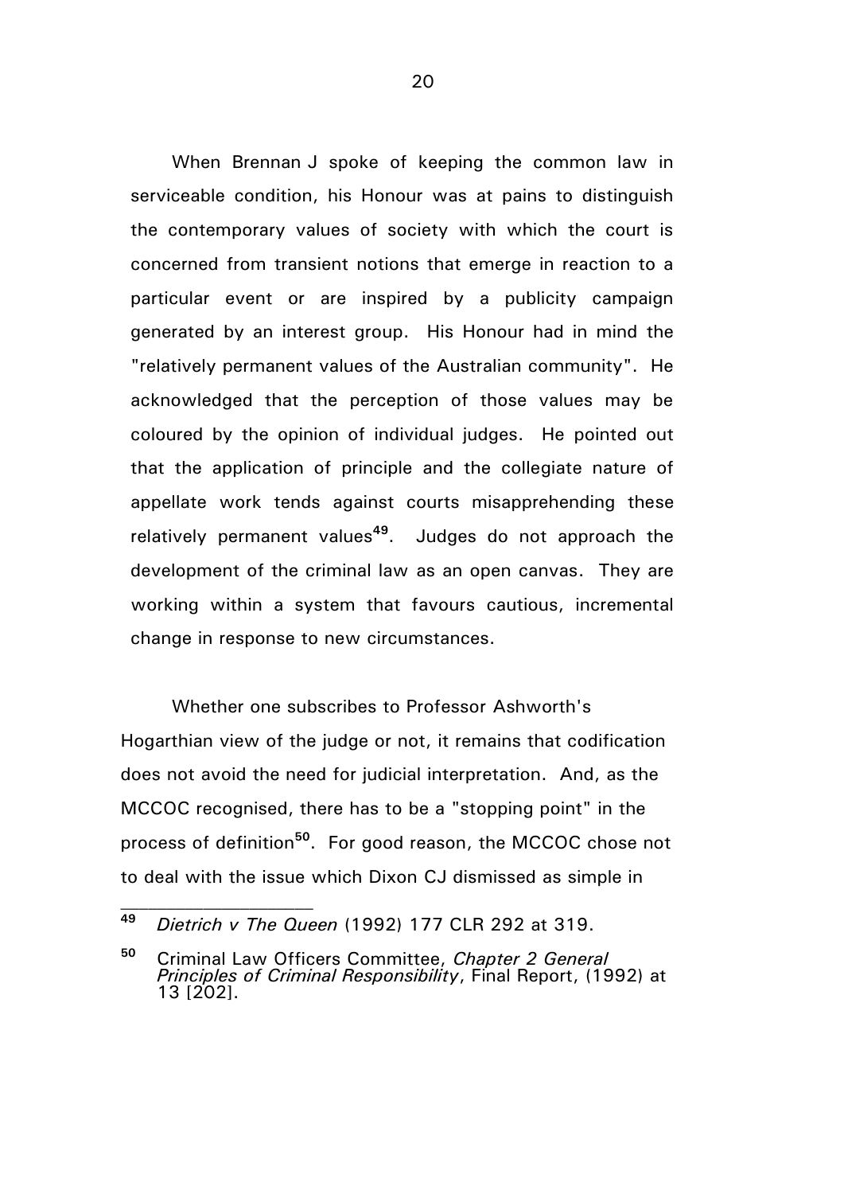When Brennan J spoke of keeping the common law in serviceable condition, his Honour was at pains to distinguish the contemporary values of society with which the court is concerned from transient notions that emerge in reaction to a particular event or are inspired by a publicity campaign generated by an interest group. His Honour had in mind the "relatively permanent values of the Australian community". He acknowledged that the perception of those values may be coloured by the opinion of individual judges. He pointed out that the application of principle and the collegiate nature of appellate work tends against courts misapprehending these relatively permanent values[49]. Judges do not approach the development of the criminal law as an open canvas. They are working within a system that favours cautious, incremental change in response to new circumstances.

Whether one subscribes to Professor Ashworth's Hogarthian view of the judge or not, it remains that codification does not avoid the need for judicial interpretation. And, as the MCCOC recognised, there has to be a "stopping point" in the process of definition[50]. For good reason, the MCCOC chose not to deal with the issue which Dixon CJ dismissed as simple in

---

[49] *Dietrich v The Queen* (1992) 177 CLR 292 at 319.

[50] Criminal Law Officers Committee, *Chapter 2 General Principles of Criminal Responsibility*, Final Report, (1992) at 13 [202].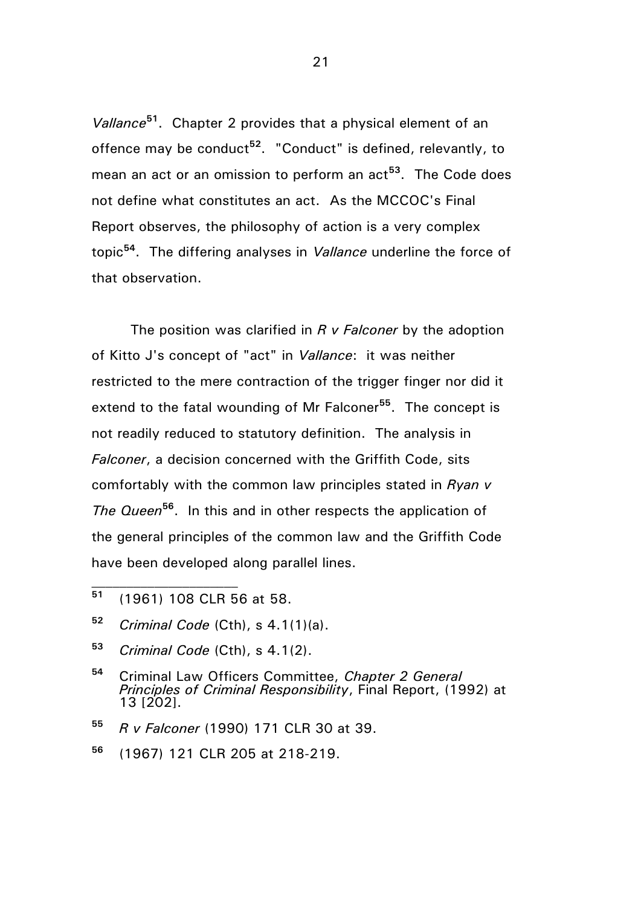*Vallance*[51]. Chapter 2 provides that a physical element of an offence may be conduct[52]. "Conduct" is defined, relevantly, to mean an act or an omission to perform an act[53]. The Code does not define what constitutes an act. As the MCCOC's Final Report observes, the philosophy of action is a very complex topic[54]. The differing analyses in *Vallance* underline the force of that observation.

The position was clarified in *R v Falconer* by the adoption of Kitto J's concept of "act" in *Vallance*: it was neither restricted to the mere contraction of the trigger finger nor did it extend to the fatal wounding of Mr Falconer[55]. The concept is not readily reduced to statutory definition. The analysis in *Falconer*, a decision concerned with the Griffith Code, sits comfortably with the common law principles stated in *Ryan v The Queen*[56]. In this and in other respects the application of the general principles of the common law and the Griffith Code have been developed along parallel lines.

---

[51] (1961) 108 CLR 56 at 58.

[52] *Criminal Code* (Cth), s 4.1(1)(a).

[53] *Criminal Code* (Cth), s 4.1(2).

[54] Criminal Law Officers Committee, *Chapter 2 General Principles of Criminal Responsibility*, Final Report, (1992) at 13 [202].

[55] *R v Falconer* (1990) 171 CLR 30 at 39.

[56] (1967) 121 CLR 205 at 218-219.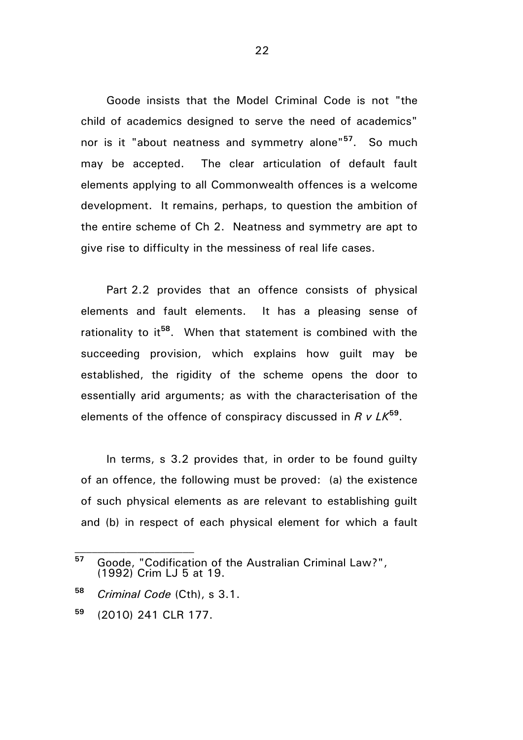Goode insists that the Model Criminal Code is not "the child of academics designed to serve the need of academics" nor is it "about neatness and symmetry alone"[57]. So much may be accepted. The clear articulation of default fault elements applying to all Commonwealth offences is a welcome development. It remains, perhaps, to question the ambition of the entire scheme of Ch 2. Neatness and symmetry are apt to give rise to difficulty in the messiness of real life cases.

Part 2.2 provides that an offence consists of physical elements and fault elements. It has a pleasing sense of rationality to it[58]. When that statement is combined with the succeeding provision, which explains how guilt may be established, the rigidity of the scheme opens the door to essentially arid arguments; as with the characterisation of the elements of the offence of conspiracy discussed in *R v LK*[59].

In terms, s 3.2 provides that, in order to be found guilty of an offence, the following must be proved: (a) the existence of such physical elements as are relevant to establishing guilt and (b) in respect of each physical element for which a fault

---

[57] Goode, "Codification of the Australian Criminal Law?", (1992) Crim LJ 5 at 19.

[58] *Criminal Code* (Cth), s 3.1.

[59] (2010) 241 CLR 177.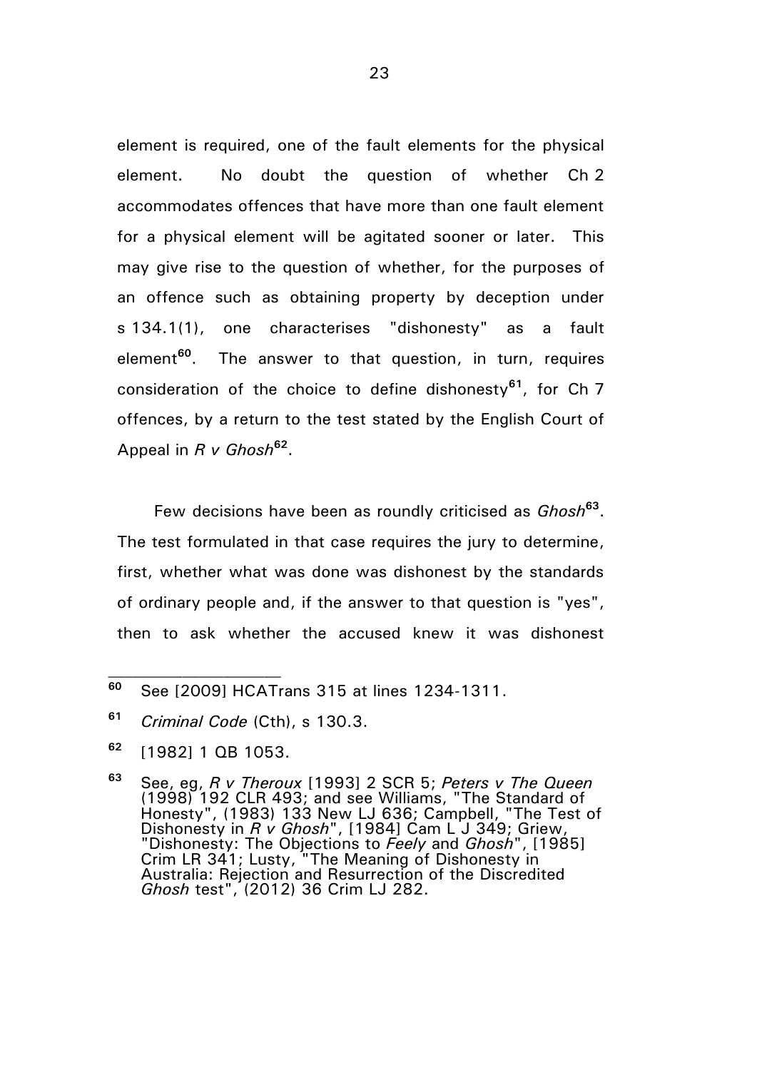element is required, one of the fault elements for the physical element. No doubt the question of whether Ch 2 accommodates offences that have more than one fault element for a physical element will be agitated sooner or later. This may give rise to the question of whether, for the purposes of an offence such as obtaining property by deception under s 134.1(1), one characterises "dishonesty" as a fault element[60]. The answer to that question, in turn, requires consideration of the choice to define dishonesty[61], for Ch 7 offences, by a return to the test stated by the English Court of Appeal in *R v Ghosh*[62].

Few decisions have been as roundly criticised as *Ghosh*[63]. The test formulated in that case requires the jury to determine, first, whether what was done was dishonest by the standards of ordinary people and, if the answer to that question is "yes", then to ask whether the accused knew it was dishonest

---

[60] See [2009] HCATrans 315 at lines 1234-1311.

[61] *Criminal Code* (Cth), s 130.3.

[62] [1982] 1 QB 1053.

[63] See, eg, *R v Theroux* [1993] 2 SCR 5; *Peters v The Queen* (1998) 192 CLR 493; and see Williams, "The Standard of Honesty", (1983) 133 New LJ 636; Campbell, "The Test of Dishonesty in *R v Ghosh*", [1984] Cam L J 349; Griew, "Dishonesty: The Objections to *Feely* and *Ghosh*", [1985] Crim LR 341; Lusty, "The Meaning of Dishonesty in Australia: Rejection and Resurrection of the Discredited *Ghosh* test", (2012) 36 Crim LJ 282.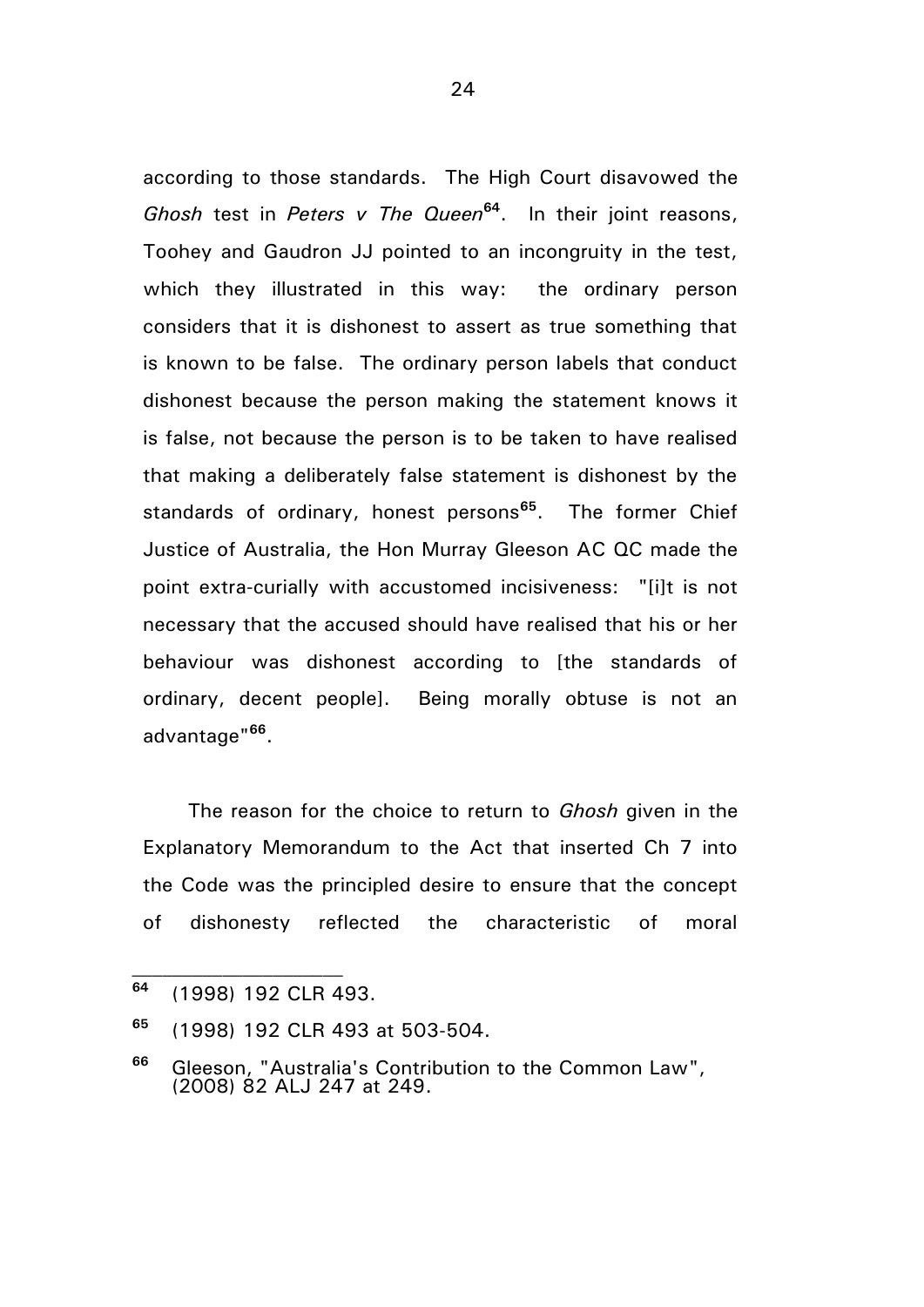according to those standards. The High Court disavowed the *Ghosh* test in *Peters v The Queen*[64]. In their joint reasons, Toohey and Gaudron JJ pointed to an incongruity in the test, which they illustrated in this way: the ordinary person considers that it is dishonest to assert as true something that is known to be false. The ordinary person labels that conduct dishonest because the person making the statement knows it is false, not because the person is to be taken to have realised that making a deliberately false statement is dishonest by the standards of ordinary, honest persons[65]. The former Chief Justice of Australia, the Hon Murray Gleeson AC QC made the point extra-curially with accustomed incisiveness: "[i]t is not necessary that the accused should have realised that his or her behaviour was dishonest according to [the standards of ordinary, decent people]. Being morally obtuse is not an advantage"[66].

The reason for the choice to return to *Ghosh* given in the Explanatory Memorandum to the Act that inserted Ch 7 into the Code was the principled desire to ensure that the concept of dishonesty reflected the characteristic of moral

---

[64] (1998) 192 CLR 493.

[65] (1998) 192 CLR 493 at 503-504.

[66] Gleeson, "Australia's Contribution to the Common Law", (2008) 82 ALJ 247 at 249.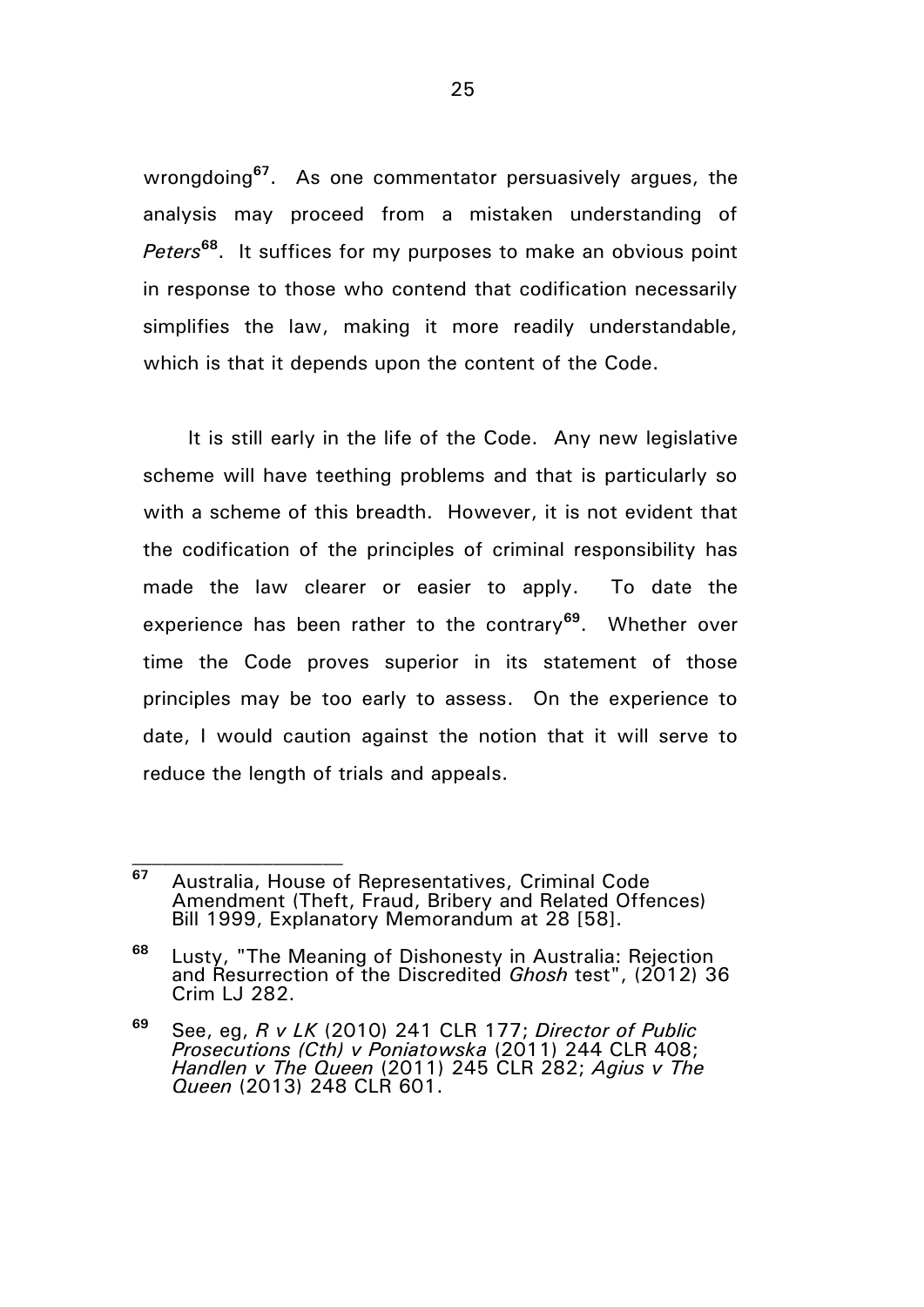wrongdoing[67]. As one commentator persuasively argues, the analysis may proceed from a mistaken understanding of *Peters*[68]. It suffices for my purposes to make an obvious point in response to those who contend that codification necessarily simplifies the law, making it more readily understandable, which is that it depends upon the content of the Code.

It is still early in the life of the Code. Any new legislative scheme will have teething problems and that is particularly so with a scheme of this breadth. However, it is not evident that the codification of the principles of criminal responsibility has made the law clearer or easier to apply. To date the experience has been rather to the contrary[69]. Whether over time the Code proves superior in its statement of those principles may be too early to assess. On the experience to date, I would caution against the notion that it will serve to reduce the length of trials and appeals.

---

[67] Australia, House of Representatives, Criminal Code Amendment (Theft, Fraud, Bribery and Related Offences) Bill 1999, Explanatory Memorandum at 28 [58].

[68] Lusty, "The Meaning of Dishonesty in Australia: Rejection and Resurrection of the Discredited *Ghosh* test", (2012) 36 Crim LJ 282.

[69] See, eg, *R v LK* (2010) 241 CLR 177; *Director of Public Prosecutions (Cth) v Poniatowska* (2011) 244 CLR 408; *Handlen v The Queen* (2011) 245 CLR 282; *Agius v The Queen* (2013) 248 CLR 601.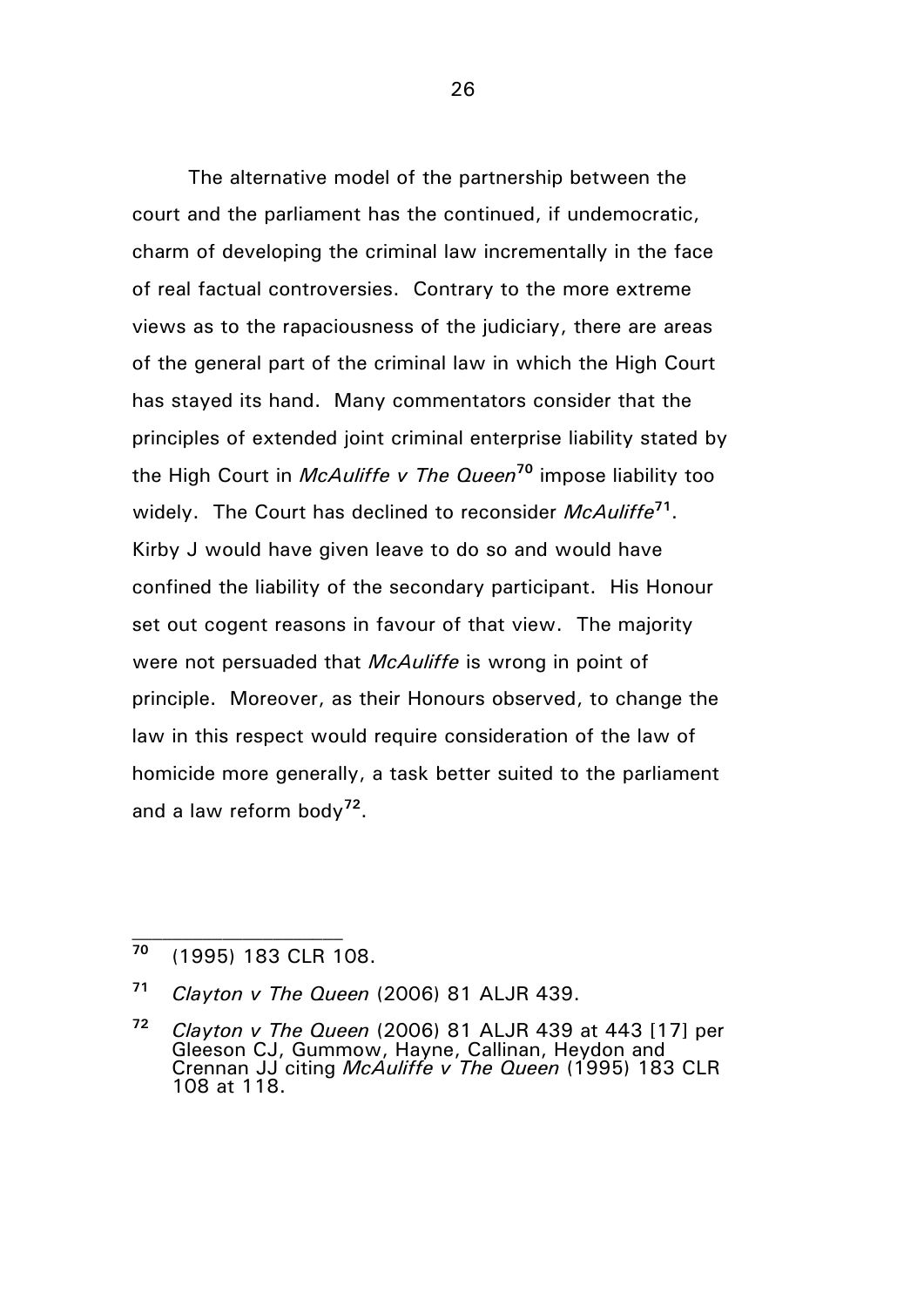The alternative model of the partnership between the court and the parliament has the continued, if undemocratic, charm of developing the criminal law incrementally in the face of real factual controversies. Contrary to the more extreme views as to the rapaciousness of the judiciary, there are areas of the general part of the criminal law in which the High Court has stayed its hand. Many commentators consider that the principles of extended joint criminal enterprise liability stated by the High Court in *McAuliffe v The Queen*[70] impose liability too widely. The Court has declined to reconsider *McAuliffe*[71]. Kirby J would have given leave to do so and would have confined the liability of the secondary participant. His Honour set out cogent reasons in favour of that view. The majority were not persuaded that *McAuliffe* is wrong in point of principle. Moreover, as their Honours observed, to change the law in this respect would require consideration of the law of homicide more generally, a task better suited to the parliament and a law reform body[72].

---

[70] (1995) 183 CLR 108.

[71] *Clayton v The Queen* (2006) 81 ALJR 439.

[72] *Clayton v The Queen* (2006) 81 ALJR 439 at 443 [17] per Gleeson CJ, Gummow, Hayne, Callinan, Heydon and Crennan JJ citing *McAuliffe v The Queen* (1995) 183 CLR 108 at 118.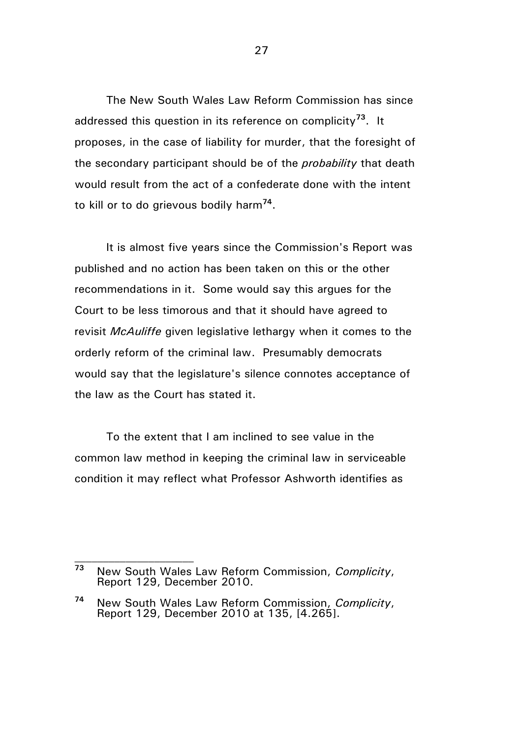The New South Wales Law Reform Commission has since addressed this question in its reference on complicity[73]. It proposes, in the case of liability for murder, that the foresight of the secondary participant should be of the *probability* that death would result from the act of a confederate done with the intent to kill or to do grievous bodily harm[74].

It is almost five years since the Commission's Report was published and no action has been taken on this or the other recommendations in it. Some would say this argues for the Court to be less timorous and that it should have agreed to revisit *McAuliffe* given legislative lethargy when it comes to the orderly reform of the criminal law. Presumably democrats would say that the legislature's silence connotes acceptance of the law as the Court has stated it.

To the extent that I am inclined to see value in the common law method in keeping the criminal law in serviceable condition it may reflect what Professor Ashworth identifies as

---

[73] New South Wales Law Reform Commission, *Complicity*, Report 129, December 2010.

[74] New South Wales Law Reform Commission, *Complicity*, Report 129, December 2010 at 135, [4.265].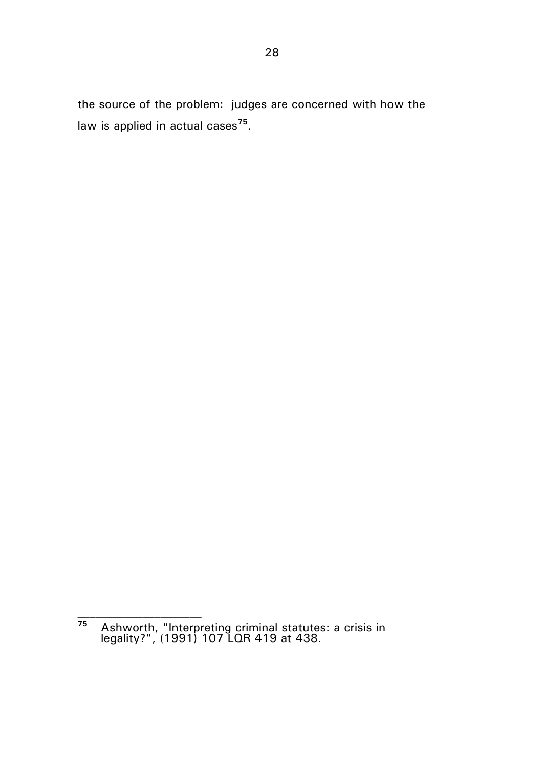the source of the problem: judges are concerned with how the law is applied in actual cases[75].

---

[75] Ashworth, "Interpreting criminal statutes: a crisis in legality?", (1991) 107 LQR 419 at 438.